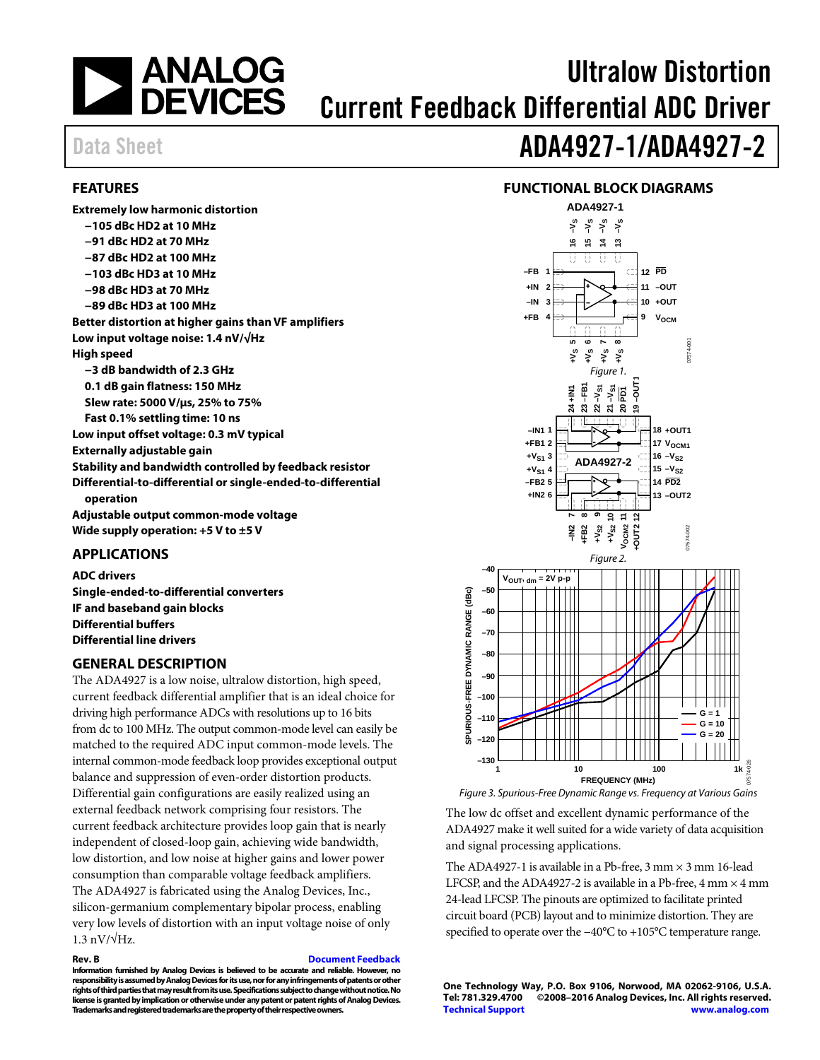# Ultralow Distortion Current Feedback Differential ADC Driver

Data Sheet

# ADA4927-1/ADA4927-2

## FEATURES

**Extremely low harmonic distortion**
- **−105 dBc HD2 at 10 MHz**
- **−91 dBc HD2 at 70 MHz**
- **−87 dBc HD2 at 100 MHz**
- **−103 dBc HD3 at 10 MHz**
- **−98 dBc HD3 at 70 MHz**
- **−89 dBc HD3 at 100 MHz**

**Better distortion at higher gains than VF amplifiers**

**Low input voltage noise: 1.4 nV/√Hz**

**High speed**
- **−3 dB bandwidth of 2.3 GHz**
- **0.1 dB gain flatness: 150 MHz**
- **Slew rate: 5000 V/μs, 25% to 75%**
- **Fast 0.1% settling time: 10 ns**

**Low input offset voltage: 0.3 mV typical**

**Externally adjustable gain**

**Stability and bandwidth controlled by feedback resistor**

**Differential-to-differential or single-ended-to-differential operation**

**Adjustable output common-mode voltage**

**Wide supply operation: +5 V to ±5 V**

## APPLICATIONS

**ADC drivers**

**Single-ended-to-differential converters**

**IF and baseband gain blocks**

**Differential buffers**

**Differential line drivers**

## GENERAL DESCRIPTION

The ADA4927 is a low noise, ultralow distortion, high speed, current feedback differential amplifier that is an ideal choice for driving high performance ADCs with resolutions up to 16 bits from dc to 100 MHz. The output common-mode level can easily be matched to the required ADC input common-mode levels. The internal common-mode feedback loop provides exceptional output balance and suppression of even-order distortion products. Differential gain configurations are easily realized using an external feedback network comprising four resistors. The current feedback architecture provides loop gain that is nearly independent of closed-loop gain, achieving wide bandwidth, low distortion, and low noise at higher gains and lower power consumption than comparable voltage feedback amplifiers.

The ADA4927 is fabricated using the Analog Devices, Inc., silicon-germanium complementary bipolar process, enabling very low levels of distortion with an input voltage noise of only 1.3 nV/√Hz.

## FUNCTIONAL BLOCK DIAGRAMS

Figure 1.

Figure 2.

Figure 3. Spurious-Free Dynamic Range vs. Frequency at Various Gains

The low dc offset and excellent dynamic performance of the ADA4927 make it well suited for a wide variety of data acquisition and signal processing applications.

The ADA4927-1 is available in a Pb-free, 3 mm × 3 mm 16-lead LFCSP, and the ADA4927-2 is available in a Pb-free, 4 mm × 4 mm 24-lead LFCSP. The pinouts are optimized to facilitate printed circuit board (PCB) layout and to minimize distortion. They are specified to operate over the −40°C to +105°C temperature range.

**Rev. B** [Document Feedback](#)

**Information furnished by Analog Devices is believed to be accurate and reliable. However, no responsibility is assumed by Analog Devices for its use, nor for any infringements of patents or other rights of third parties that may result from its use. Specifications subject to change without notice. No license is granted by implication or otherwise under any patent or patent rights of Analog Devices. Trademarks and registered trademarks are the property of their respective owners.**

**One Technology Way, P.O. Box 9106, Norwood, MA 02062-9106, U.S.A.**
**Tel: 781.329.4700 ©2008–2016 Analog Devices, Inc. All rights reserved.**
**Technical Support** **www.analog.com**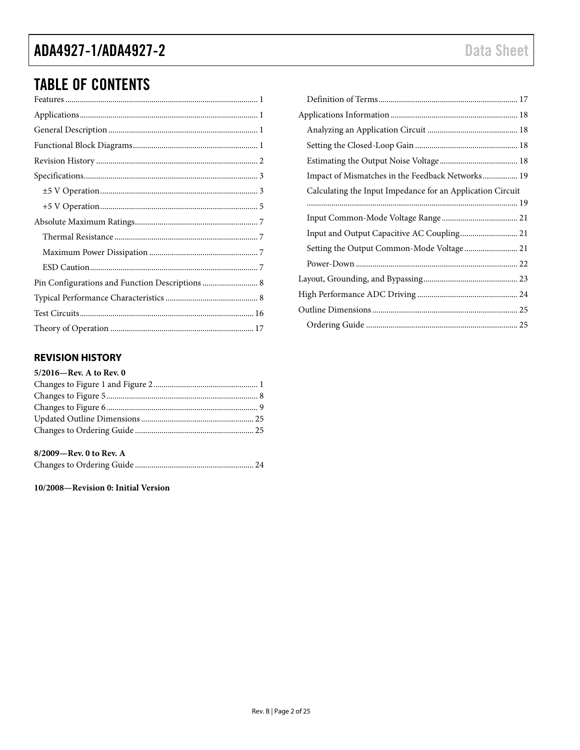# TABLE OF CONTENTS

Features ... 1
Applications ... 1
General Description ... 1
Functional Block Diagrams ... 1
Revision History ... 2
Specifications ... 3
  ±5 V Operation ... 3
  +5 V Operation ... 5
Absolute Maximum Ratings ... 7
  Thermal Resistance ... 7
  Maximum Power Dissipation ... 7
  ESD Caution ... 7
Pin Configurations and Function Descriptions ... 8
Typical Performance Characteristics ... 8
Test Circuits ... 16
Theory of Operation ... 17
  Definition of Terms ... 17
Applications Information ... 18
  Analyzing an Application Circuit ... 18
  Setting the Closed-Loop Gain ... 18
  Estimating the Output Noise Voltage ... 18
  Impact of Mismatches in the Feedback Networks ... 19
  Calculating the Input Impedance for an Application Circuit ... 19
  Input Common-Mode Voltage Range ... 21
  Input and Output Capacitive AC Coupling ... 21
  Setting the Output Common-Mode Voltage ... 21
  Power-Down ... 22
Layout, Grounding, and Bypassing ... 23
High Performance ADC Driving ... 24
Outline Dimensions ... 25
  Ordering Guide ... 25

## REVISION HISTORY

**5/2016—Rev. A to Rev. 0**

Changes to Figure 1 and Figure 2 ... 1
Changes to Figure 5 ... 8
Changes to Figure 6 ... 9
Updated Outline Dimensions ... 25
Changes to Ordering Guide ... 25

**8/2009—Rev. 0 to Rev. A**

Changes to Ordering Guide ... 24

**10/2008—Revision 0: Initial Version**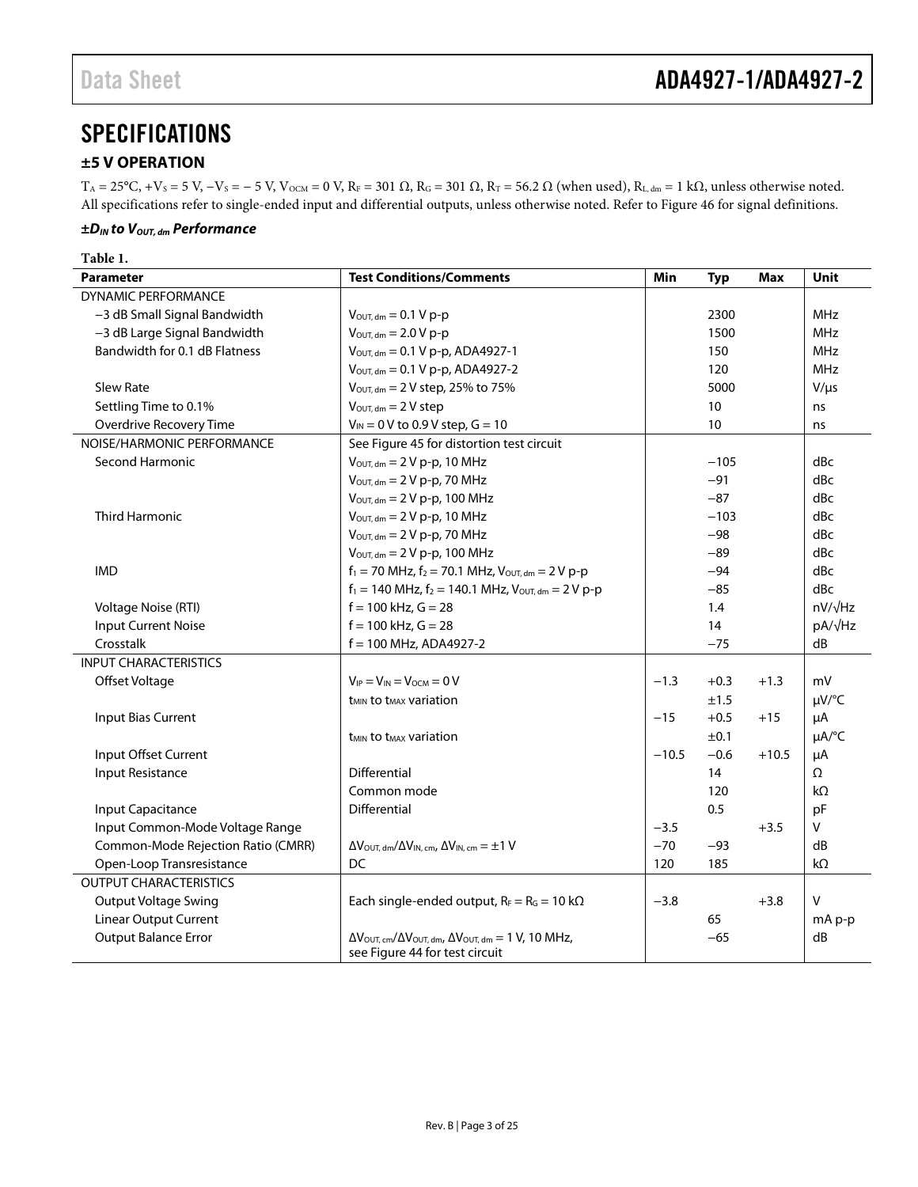# SPECIFICATIONS

## ±5 V OPERATION

$T_A = 25°C$, $+V_S = 5$ V, $−V_S = −5$ V, $V_{OCM} = 0$ V, $R_F = 301\ \Omega$, $R_G = 301\ \Omega$, $R_T = 56.2\ \Omega$ (when used), $R_{L,\ dm} = 1\ k\Omega$, unless otherwise noted. All specifications refer to single-ended input and differential outputs, unless otherwise noted. Refer to Figure 46 for signal definitions.

### *±$D_{IN}$ to $V_{OUT,\ dm}$ Performance*

**Table 1.**

| Parameter | Test Conditions/Comments | Min | Typ | Max | Unit |
|---|---|---|---|---|---|
| DYNAMIC PERFORMANCE | | | | | |
| −3 dB Small Signal Bandwidth | $V_{OUT,\ dm}$ = 0.1 V p-p | | 2300 | | MHz |
| −3 dB Large Signal Bandwidth | $V_{OUT,\ dm}$ = 2.0 V p-p | | 1500 | | MHz |
| Bandwidth for 0.1 dB Flatness | $V_{OUT,\ dm}$ = 0.1 V p-p, ADA4927-1 | | 150 | | MHz |
| | $V_{OUT,\ dm}$ = 0.1 V p-p, ADA4927-2 | | 120 | | MHz |
| Slew Rate | $V_{OUT,\ dm}$ = 2 V step, 25% to 75% | | 5000 | | V/μs |
| Settling Time to 0.1% | $V_{OUT,\ dm}$ = 2 V step | | 10 | | ns |
| Overdrive Recovery Time | $V_{IN}$ = 0 V to 0.9 V step, G = 10 | | 10 | | ns |
| NOISE/HARMONIC PERFORMANCE | See Figure 45 for distortion test circuit | | | | |
| Second Harmonic | $V_{OUT,\ dm}$ = 2 V p-p, 10 MHz | | −105 | | dBc |
| | $V_{OUT,\ dm}$ = 2 V p-p, 70 MHz | | −91 | | dBc |
| | $V_{OUT,\ dm}$ = 2 V p-p, 100 MHz | | −87 | | dBc |
| Third Harmonic | $V_{OUT,\ dm}$ = 2 V p-p, 10 MHz | | −103 | | dBc |
| | $V_{OUT,\ dm}$ = 2 V p-p, 70 MHz | | −98 | | dBc |
| | $V_{OUT,\ dm}$ = 2 V p-p, 100 MHz | | −89 | | dBc |
| IMD | $f_1$ = 70 MHz, $f_2$ = 70.1 MHz, $V_{OUT,\ dm}$ = 2 V p-p | | −94 | | dBc |
| | $f_1$ = 140 MHz, $f_2$ = 140.1 MHz, $V_{OUT,\ dm}$ = 2 V p-p | | −85 | | dBc |
| Voltage Noise (RTI) | f = 100 kHz, G = 28 | | 1.4 | | nV/√Hz |
| Input Current Noise | f = 100 kHz, G = 28 | | 14 | | pA/√Hz |
| Crosstalk | f = 100 MHz, ADA4927-2 | | −75 | | dB |
| INPUT CHARACTERISTICS | | | | | |
| Offset Voltage | $V_{IP} = V_{IN} = V_{OCM}$ = 0 V | −1.3 | +0.3 | +1.3 | mV |
| | $t_{MIN}$ to $t_{MAX}$ variation | | ±1.5 | | μV/°C |
| Input Bias Current | | −15 | +0.5 | +15 | μA |
| | $t_{MIN}$ to $t_{MAX}$ variation | | ±0.1 | | μA/°C |
| Input Offset Current | | −10.5 | −0.6 | +10.5 | μA |
| Input Resistance | Differential | | 14 | | Ω |
| | Common mode | | 120 | | kΩ |
| Input Capacitance | Differential | | 0.5 | | pF |
| Input Common-Mode Voltage Range | | −3.5 | | +3.5 | V |
| Common-Mode Rejection Ratio (CMRR) | $\Delta V_{OUT,\ dm}/\Delta V_{IN,\ cm}$, $\Delta V_{IN,\ cm}$ = ±1 V | −70 | −93 | | dB |
| Open-Loop Transresistance | DC | 120 | 185 | | kΩ |
| OUTPUT CHARACTERISTICS | | | | | |
| Output Voltage Swing | Each single-ended output, $R_F = R_G$ = 10 kΩ | −3.8 | | +3.8 | V |
| Linear Output Current | | | 65 | | mA p-p |
| Output Balance Error | $\Delta V_{OUT,\ cm}/\Delta V_{OUT,\ dm}$, $\Delta V_{OUT,\ dm}$ = 1 V, 10 MHz, see Figure 44 for test circuit | | −65 | | dB |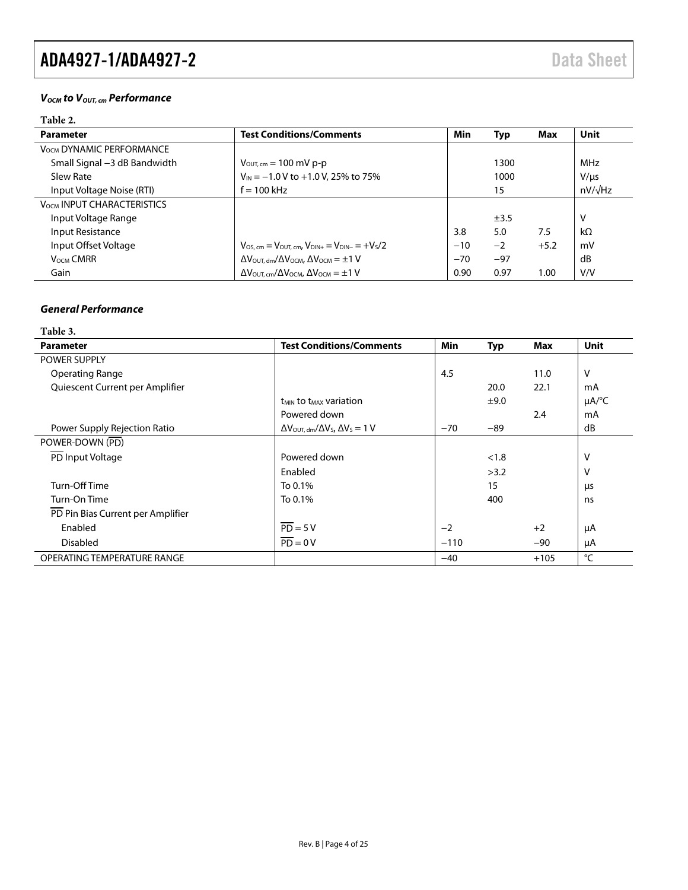### $V_{OCM}$ to $V_{OUT, cm}$ Performance

**Table 2.**

| Parameter | Test Conditions/Comments | Min | Typ | Max | Unit |
|---|---|---|---|---|---|
| $V_{OCM}$ DYNAMIC PERFORMANCE | | | | | |
| Small Signal −3 dB Bandwidth | $V_{OUT, cm}$ = 100 mV p-p | | 1300 | | MHz |
| Slew Rate | $V_{IN}$ = −1.0 V to +1.0 V, 25% to 75% | | 1000 | | V/µs |
| Input Voltage Noise (RTI) | f = 100 kHz | | 15 | | nV/√Hz |
| $V_{OCM}$ INPUT CHARACTERISTICS | | | | | |
| Input Voltage Range | | | ±3.5 | | V |
| Input Resistance | | 3.8 | 5.0 | 7.5 | kΩ |
| Input Offset Voltage | $V_{OS, cm} = V_{OUT, cm}$, $V_{DIN+} = V_{DIN-} = +V_S/2$ | −10 | −2 | +5.2 | mV |
| $V_{OCM}$ CMRR | $\Delta V_{OUT, dm}/\Delta V_{OCM}$, $\Delta V_{OCM}$ = ±1 V | −70 | −97 | | dB |
| Gain | $\Delta V_{OUT, cm}/\Delta V_{OCM}$, $\Delta V_{OCM}$ = ±1 V | 0.90 | 0.97 | 1.00 | V/V |

### General Performance

**Table 3.**

| Parameter | Test Conditions/Comments | Min | Typ | Max | Unit |
|---|---|---|---|---|---|
| POWER SUPPLY | | | | | |
| Operating Range | | 4.5 | | 11.0 | V |
| Quiescent Current per Amplifier | | | 20.0 | 22.1 | mA |
| | $t_{MIN}$ to $t_{MAX}$ variation | | ±9.0 | | µA/°C |
| | Powered down | | | 2.4 | mA |
| Power Supply Rejection Ratio | $\Delta V_{OUT, dm}/\Delta V_S$, $\Delta V_S$ = 1 V | −70 | −89 | | dB |
| POWER-DOWN ($\overline{PD}$) | | | | | |
| $\overline{PD}$ Input Voltage | Powered down | | <1.8 | | V |
| | Enabled | | >3.2 | | V |
| Turn-Off Time | To 0.1% | | 15 | | µs |
| Turn-On Time | To 0.1% | | 400 | | ns |
| $\overline{PD}$ Pin Bias Current per Amplifier | | | | | |
| Enabled | $\overline{PD}$ = 5 V | −2 | | +2 | µA |
| Disabled | $\overline{PD}$ = 0 V | −110 | | −90 | µA |
| OPERATING TEMPERATURE RANGE | | −40 | | +105 | °C |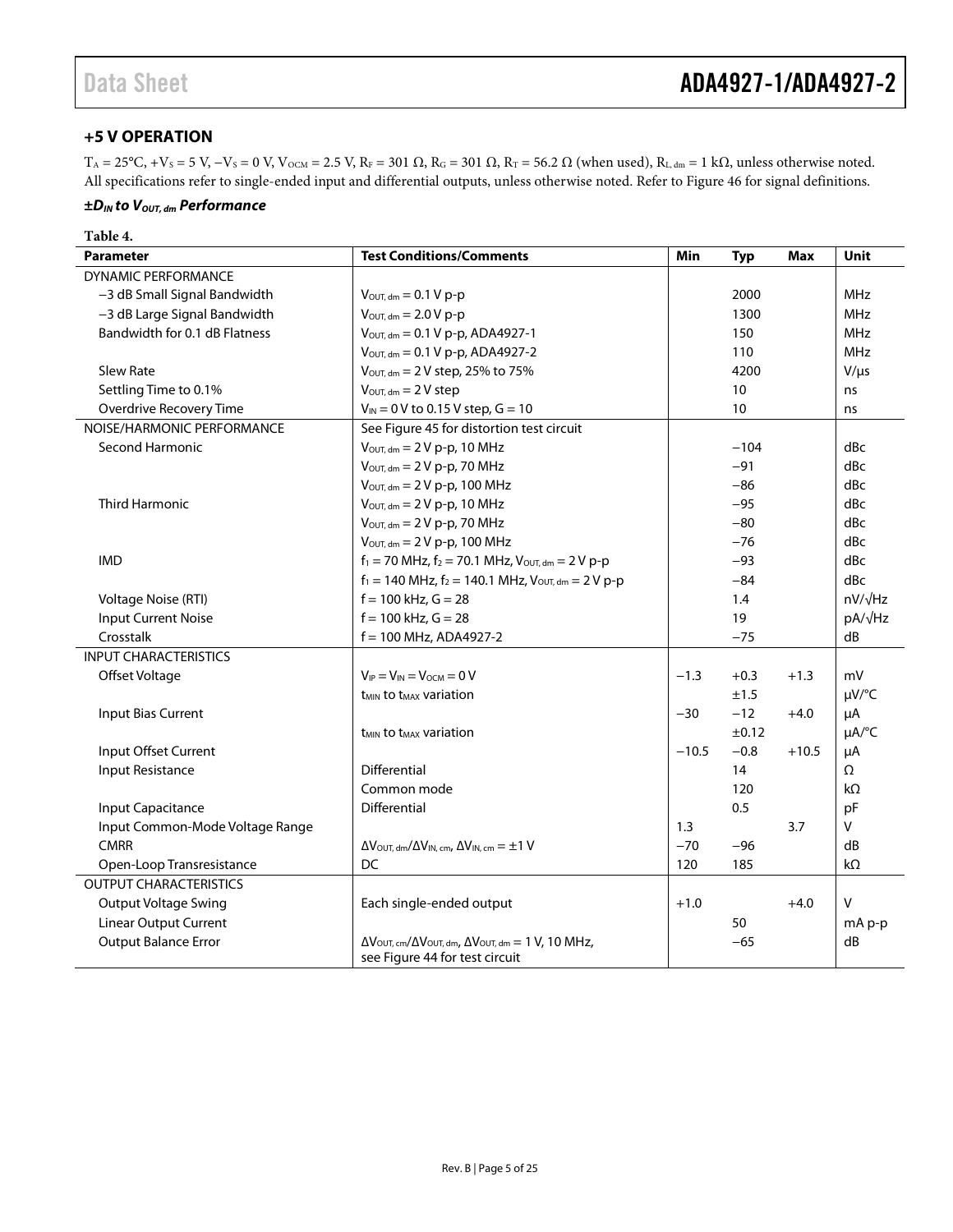## +5 V OPERATION

$T_A = 25°C$, $+V_S = 5$ V, $-V_S = 0$ V, $V_{OCM} = 2.5$ V, $R_F = 301$ Ω, $R_G = 301$ Ω, $R_T = 56.2$ Ω (when used), $R_{L,dm} = 1$ kΩ, unless otherwise noted. All specifications refer to single-ended input and differential outputs, unless otherwise noted. Refer to Figure 46 for signal definitions.

### ±$D_{IN}$ to $V_{OUT,dm}$ Performance

**Table 4.**

| Parameter | Test Conditions/Comments | Min | Typ | Max | Unit |
|---|---|---|---|---|---|
| DYNAMIC PERFORMANCE | | | | | |
| −3 dB Small Signal Bandwidth | $V_{OUT,dm}$ = 0.1 V p-p | | 2000 | | MHz |
| −3 dB Large Signal Bandwidth | $V_{OUT,dm}$ = 2.0 V p-p | | 1300 | | MHz |
| Bandwidth for 0.1 dB Flatness | $V_{OUT,dm}$ = 0.1 V p-p, ADA4927-1 | | 150 | | MHz |
| | $V_{OUT,dm}$ = 0.1 V p-p, ADA4927-2 | | 110 | | MHz |
| Slew Rate | $V_{OUT,dm}$ = 2 V step, 25% to 75% | | 4200 | | V/μs |
| Settling Time to 0.1% | $V_{OUT,dm}$ = 2 V step | | 10 | | ns |
| Overdrive Recovery Time | $V_{IN}$ = 0 V to 0.15 V step, G = 10 | | 10 | | ns |
| NOISE/HARMONIC PERFORMANCE | See Figure 45 for distortion test circuit | | | | |
| Second Harmonic | $V_{OUT,dm}$ = 2 V p-p, 10 MHz | | −104 | | dBc |
| | $V_{OUT,dm}$ = 2 V p-p, 70 MHz | | −91 | | dBc |
| | $V_{OUT,dm}$ = 2 V p-p, 100 MHz | | −86 | | dBc |
| Third Harmonic | $V_{OUT,dm}$ = 2 V p-p, 10 MHz | | −95 | | dBc |
| | $V_{OUT,dm}$ = 2 V p-p, 70 MHz | | −80 | | dBc |
| | $V_{OUT,dm}$ = 2 V p-p, 100 MHz | | −76 | | dBc |
| IMD | $f_1$ = 70 MHz, $f_2$ = 70.1 MHz, $V_{OUT,dm}$ = 2 V p-p | | −93 | | dBc |
| | $f_1$ = 140 MHz, $f_2$ = 140.1 MHz, $V_{OUT,dm}$ = 2 V p-p | | −84 | | dBc |
| Voltage Noise (RTI) | f = 100 kHz, G = 28 | | 1.4 | | nV/√Hz |
| Input Current Noise | f = 100 kHz, G = 28 | | 19 | | pA/√Hz |
| Crosstalk | f = 100 MHz, ADA4927-2 | | −75 | | dB |
| INPUT CHARACTERISTICS | | | | | |
| Offset Voltage | $V_{IP} = V_{IN} = V_{OCM}$ = 0 V | −1.3 | +0.3 | +1.3 | mV |
| | $t_{MIN}$ to $t_{MAX}$ variation | | ±1.5 | | μV/°C |
| Input Bias Current | | −30 | −12 | +4.0 | μA |
| | $t_{MIN}$ to $t_{MAX}$ variation | | ±0.12 | | μA/°C |
| Input Offset Current | | −10.5 | −0.8 | +10.5 | μA |
| Input Resistance | Differential | | 14 | | Ω |
| | Common mode | | 120 | | kΩ |
| Input Capacitance | Differential | | 0.5 | | pF |
| Input Common-Mode Voltage Range | | 1.3 | | 3.7 | V |
| CMRR | $\Delta V_{OUT,dm}/\Delta V_{IN,cm}$, $\Delta V_{IN,cm}$ = ±1 V | −70 | −96 | | dB |
| Open-Loop Transresistance | DC | 120 | 185 | | kΩ |
| OUTPUT CHARACTERISTICS | | | | | |
| Output Voltage Swing | Each single-ended output | +1.0 | | +4.0 | V |
| Linear Output Current | | | 50 | | mA p-p |
| Output Balance Error | $\Delta V_{OUT,cm}/\Delta V_{OUT,dm}$, $\Delta V_{OUT,dm}$ = 1 V, 10 MHz, see Figure 44 for test circuit | | −65 | | dB |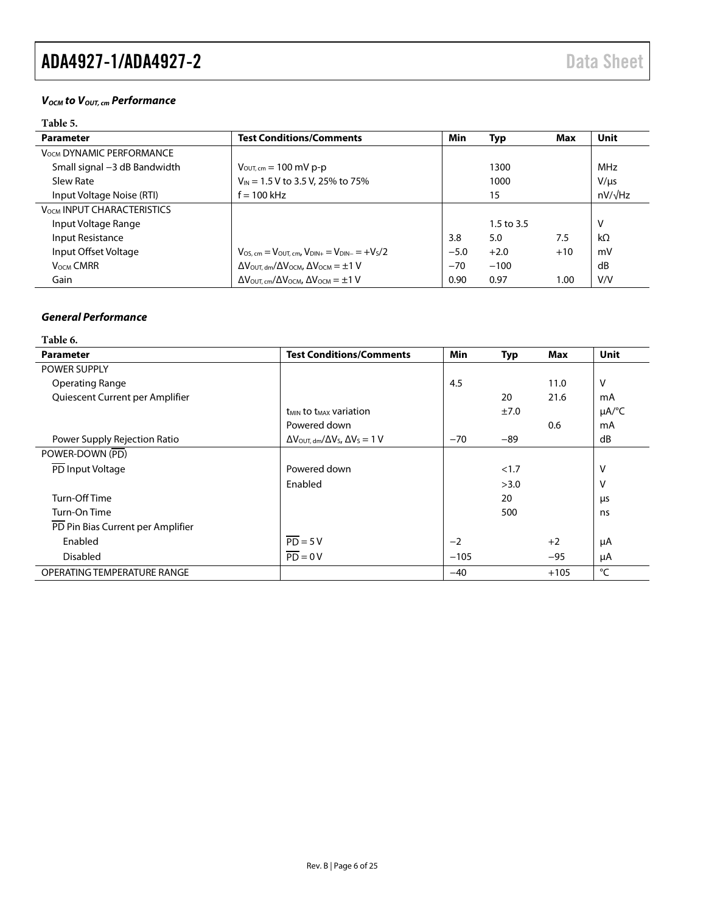### $V_{OCM}$ to $V_{OUT, cm}$ Performance

**Table 5.**

| Parameter | Test Conditions/Comments | Min | Typ | Max | Unit |
|---|---|---|---|---|---|
| $V_{OCM}$ DYNAMIC PERFORMANCE | | | | | |
| Small signal −3 dB Bandwidth | $V_{OUT, cm}$ = 100 mV p-p | | 1300 | | MHz |
| Slew Rate | $V_{IN}$ = 1.5 V to 3.5 V, 25% to 75% | | 1000 | | V/μs |
| Input Voltage Noise (RTI) | f = 100 kHz | | 15 | | nV/√Hz |
| $V_{OCM}$ INPUT CHARACTERISTICS | | | | | |
| Input Voltage Range | | | 1.5 to 3.5 | | V |
| Input Resistance | | 3.8 | 5.0 | 7.5 | kΩ |
| Input Offset Voltage | $V_{OS, cm} = V_{OUT, cm}$, $V_{DIN+} = V_{DIN-} = +V_S/2$ | −5.0 | +2.0 | +10 | mV |
| $V_{OCM}$ CMRR | $\Delta V_{OUT, dm}/\Delta V_{OCM}$, $\Delta V_{OCM}$ = ±1 V | −70 | −100 | | dB |
| Gain | $\Delta V_{OUT, cm}/\Delta V_{OCM}$, $\Delta V_{OCM}$ = ±1 V | 0.90 | 0.97 | 1.00 | V/V |

### General Performance

**Table 6.**

| Parameter | Test Conditions/Comments | Min | Typ | Max | Unit |
|---|---|---|---|---|---|
| POWER SUPPLY | | | | | |
| Operating Range | | 4.5 | | 11.0 | V |
| Quiescent Current per Amplifier | | | 20 | 21.6 | mA |
| | $t_{MIN}$ to $t_{MAX}$ variation | | ±7.0 | | μA/°C |
| | Powered down | | | 0.6 | mA |
| Power Supply Rejection Ratio | $\Delta V_{OUT, dm}/\Delta V_S$, $\Delta V_S$ = 1 V | −70 | −89 | | dB |
| POWER-DOWN ($\overline{PD}$) | | | | | |
| $\overline{PD}$ Input Voltage | Powered down | | <1.7 | | V |
| | Enabled | | >3.0 | | V |
| Turn-Off Time | | | 20 | | μs |
| Turn-On Time | | | 500 | | ns |
| $\overline{PD}$ Pin Bias Current per Amplifier | | | | | |
| Enabled | $\overline{PD}$ = 5 V | −2 | | +2 | μA |
| Disabled | $\overline{PD}$ = 0 V | −105 | | −95 | μA |
| OPERATING TEMPERATURE RANGE | | −40 | | +105 | °C |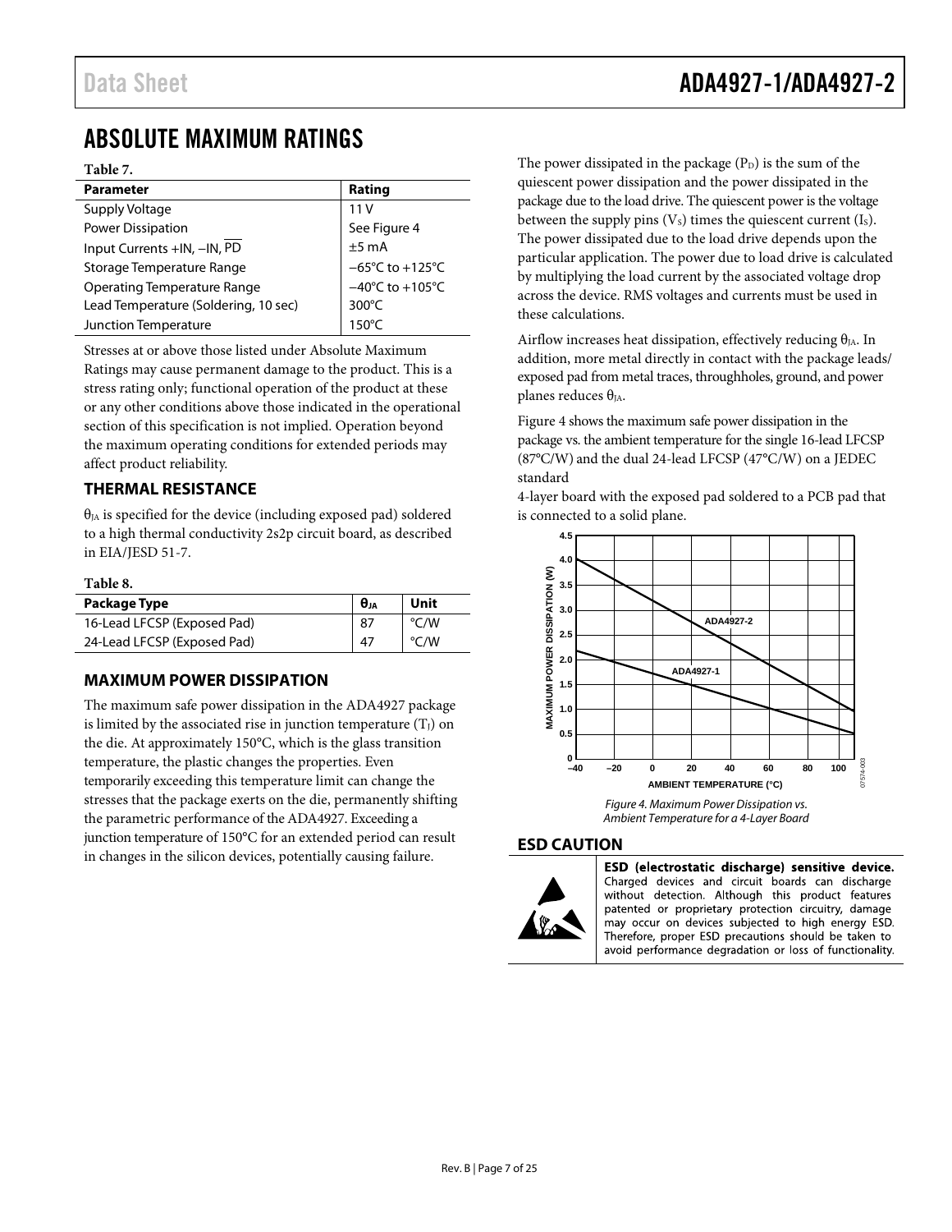# ABSOLUTE MAXIMUM RATINGS

**Table 7.**

| Parameter | Rating |
|---|---|
| Supply Voltage | 11 V |
| Power Dissipation | See Figure 4 |
| Input Currents +IN, −IN, $\overline{PD}$ | ±5 mA |
| Storage Temperature Range | −65°C to +125°C |
| Operating Temperature Range | −40°C to +105°C |
| Lead Temperature (Soldering, 10 sec) | 300°C |
| Junction Temperature | 150°C |

Stresses at or above those listed under Absolute Maximum Ratings may cause permanent damage to the product. This is a stress rating only; functional operation of the product at these or any other conditions above those indicated in the operational section of this specification is not implied. Operation beyond the maximum operating conditions for extended periods may affect product reliability.

## THERMAL RESISTANCE

$\theta_{JA}$ is specified for the device (including exposed pad) soldered to a high thermal conductivity 2s2p circuit board, as described in EIA/JESD 51-7.

**Table 8.**

| Package Type | $\theta_{JA}$ | Unit |
|---|---|---|
| 16-Lead LFCSP (Exposed Pad) | 87 | °C/W |
| 24-Lead LFCSP (Exposed Pad) | 47 | °C/W |

## MAXIMUM POWER DISSIPATION

The maximum safe power dissipation in the ADA4927 package is limited by the associated rise in junction temperature ($T_J$) on the die. At approximately 150°C, which is the glass transition temperature, the plastic changes the properties. Even temporarily exceeding this temperature limit can change the stresses that the package exerts on the die, permanently shifting the parametric performance of the ADA4927. Exceeding a junction temperature of 150°C for an extended period can result in changes in the silicon devices, potentially causing failure.

The power dissipated in the package ($P_D$) is the sum of the quiescent power dissipation and the power dissipated in the package due to the load drive. The quiescent power is the voltage between the supply pins ($V_S$) times the quiescent current ($I_S$). The power dissipated due to the load drive depends upon the particular application. The power due to load drive is calculated by multiplying the load current by the associated voltage drop across the device. RMS voltages and currents must be used in these calculations.

Airflow increases heat dissipation, effectively reducing $\theta_{JA}$. In addition, more metal directly in contact with the package leads/ exposed pad from metal traces, throughholes, ground, and power planes reduces $\theta_{JA}$.

Figure 4 shows the maximum safe power dissipation in the package vs. the ambient temperature for the single 16-lead LFCSP (87°C/W) and the dual 24-lead LFCSP (47°C/W) on a JEDEC standard 4-layer board with the exposed pad soldered to a PCB pad that is connected to a solid plane.

*Figure 4. Maximum Power Dissipation vs. Ambient Temperature for a 4-Layer Board*

## ESD CAUTION

**ESD (electrostatic discharge) sensitive device.** Charged devices and circuit boards can discharge without detection. Although this product features patented or proprietary protection circuitry, damage may occur on devices subjected to high energy ESD. Therefore, proper ESD precautions should be taken to avoid performance degradation or loss of functionality.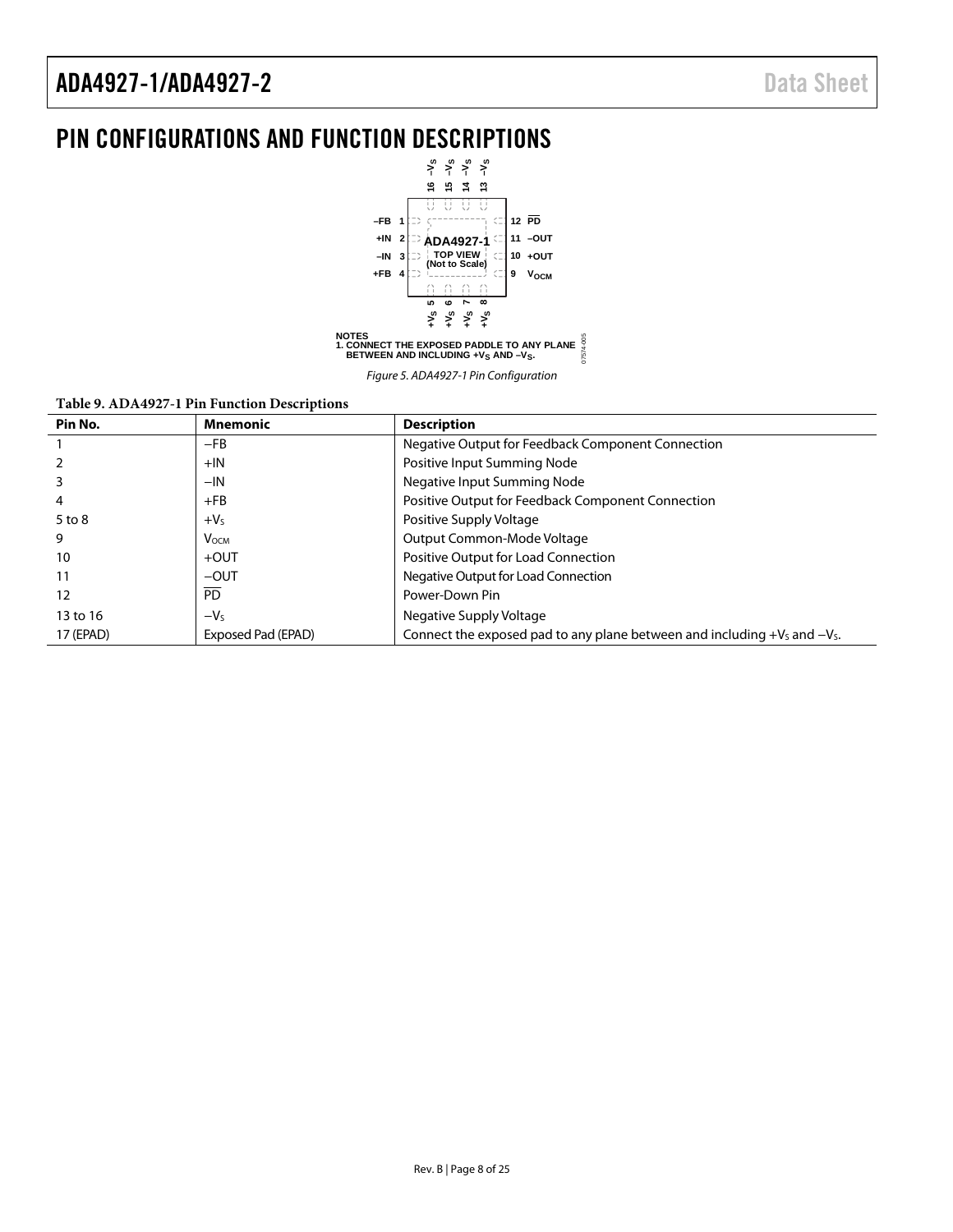# PIN CONFIGURATIONS AND FUNCTION DESCRIPTIONS

NOTES
1. CONNECT THE EXPOSED PADDLE TO ANY PLANE BETWEEN AND INCLUDING $+V_S$ AND $-V_S$.

*Figure 5. ADA4927-1 Pin Configuration*

**Table 9. ADA4927-1 Pin Function Descriptions**

| Pin No. | Mnemonic | Description |
| --- | --- | --- |
| 1 | −FB | Negative Output for Feedback Component Connection |
| 2 | +IN | Positive Input Summing Node |
| 3 | −IN | Negative Input Summing Node |
| 4 | +FB | Positive Output for Feedback Component Connection |
| 5 to 8 | $+V_S$ | Positive Supply Voltage |
| 9 | $V_{OCM}$ | Output Common-Mode Voltage |
| 10 | +OUT | Positive Output for Load Connection |
| 11 | −OUT | Negative Output for Load Connection |
| 12 | $\overline{PD}$ | Power-Down Pin |
| 13 to 16 | $-V_S$ | Negative Supply Voltage |
| 17 (EPAD) | Exposed Pad (EPAD) | Connect the exposed pad to any plane between and including $+V_S$ and $-V_S$. |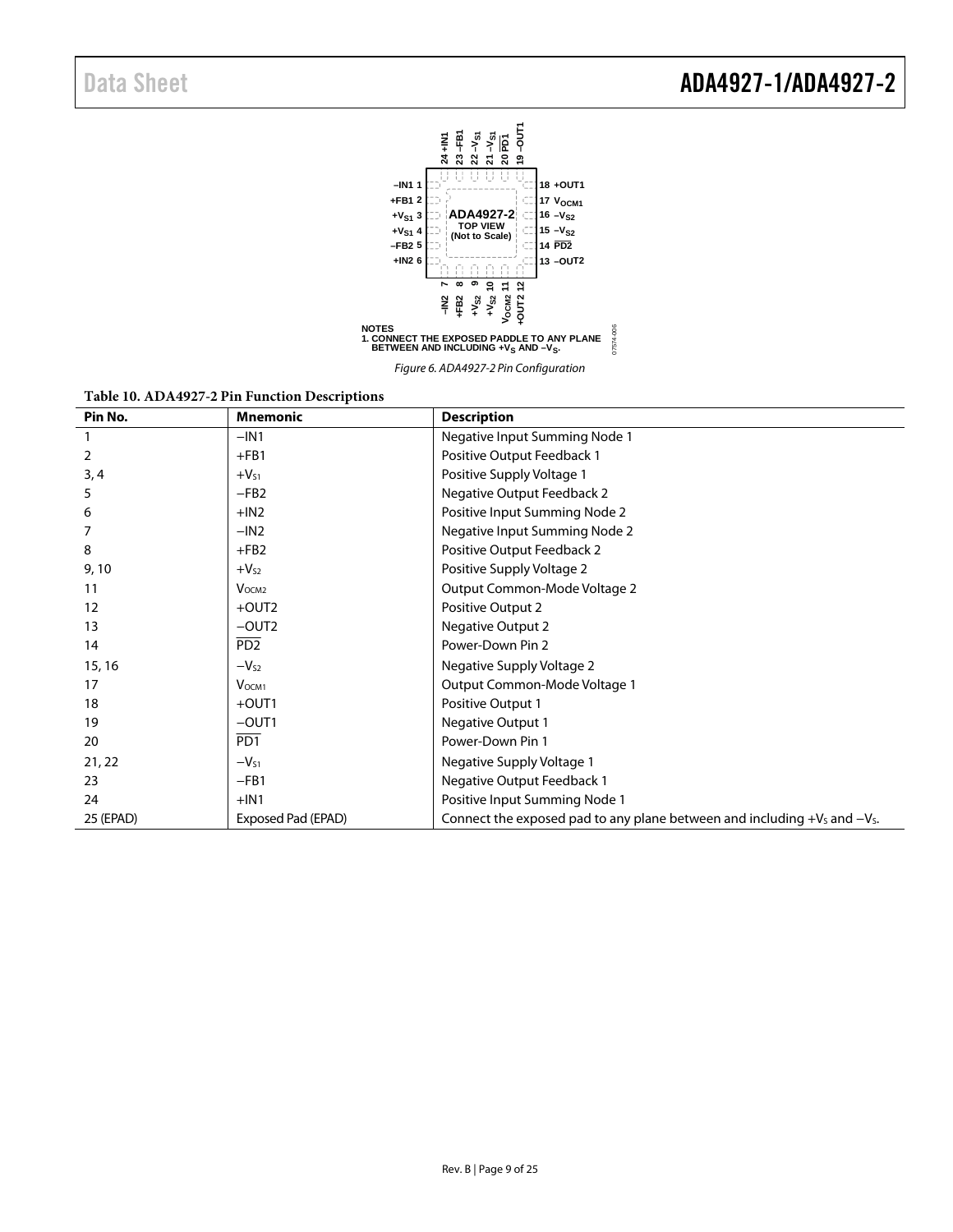Figure 6. ADA4927-2 Pin Configuration

NOTES
1. CONNECT THE EXPOSED PADDLE TO ANY PLANE BETWEEN AND INCLUDING $+V_S$ AND $-V_S$.

Table 10. ADA4927-2 Pin Function Descriptions

| Pin No. | Mnemonic | Description |
|---|---|---|
| 1 | −IN1 | Negative Input Summing Node 1 |
| 2 | +FB1 | Positive Output Feedback 1 |
| 3, 4 | $+V_{S1}$ | Positive Supply Voltage 1 |
| 5 | −FB2 | Negative Output Feedback 2 |
| 6 | +IN2 | Positive Input Summing Node 2 |
| 7 | −IN2 | Negative Input Summing Node 2 |
| 8 | +FB2 | Positive Output Feedback 2 |
| 9, 10 | $+V_{S2}$ | Positive Supply Voltage 2 |
| 11 | $V_{OCM2}$ | Output Common-Mode Voltage 2 |
| 12 | +OUT2 | Positive Output 2 |
| 13 | −OUT2 | Negative Output 2 |
| 14 | $\overline{PD2}$ | Power-Down Pin 2 |
| 15, 16 | $-V_{S2}$ | Negative Supply Voltage 2 |
| 17 | $V_{OCM1}$ | Output Common-Mode Voltage 1 |
| 18 | +OUT1 | Positive Output 1 |
| 19 | −OUT1 | Negative Output 1 |
| 20 | $\overline{PD1}$ | Power-Down Pin 1 |
| 21, 22 | $-V_{S1}$ | Negative Supply Voltage 1 |
| 23 | −FB1 | Negative Output Feedback 1 |
| 24 | +IN1 | Positive Input Summing Node 1 |
| 25 (EPAD) | Exposed Pad (EPAD) | Connect the exposed pad to any plane between and including $+V_S$ and $-V_S$. |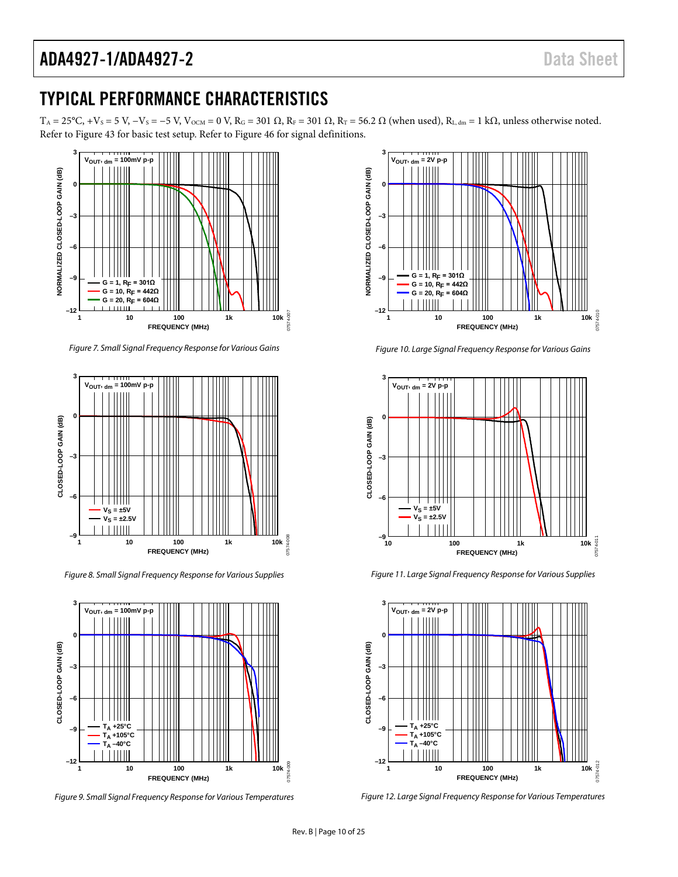# TYPICAL PERFORMANCE CHARACTERISTICS

$T_A$ = 25°C, $+V_S$ = 5 V, $-V_S$ = −5 V, $V_{OCM}$ = 0 V, $R_G$ = 301 Ω, $R_F$ = 301 Ω, $R_T$ = 56.2 Ω (when used), $R_{L,\,dm}$ = 1 kΩ, unless otherwise noted. Refer to Figure 43 for basic test setup. Refer to Figure 46 for signal definitions.

*Figure 7. Small Signal Frequency Response for Various Gains*

*Figure 8. Small Signal Frequency Response for Various Supplies*

*Figure 9. Small Signal Frequency Response for Various Temperatures*

*Figure 10. Large Signal Frequency Response for Various Gains*

*Figure 11. Large Signal Frequency Response for Various Supplies*

*Figure 12. Large Signal Frequency Response for Various Temperatures*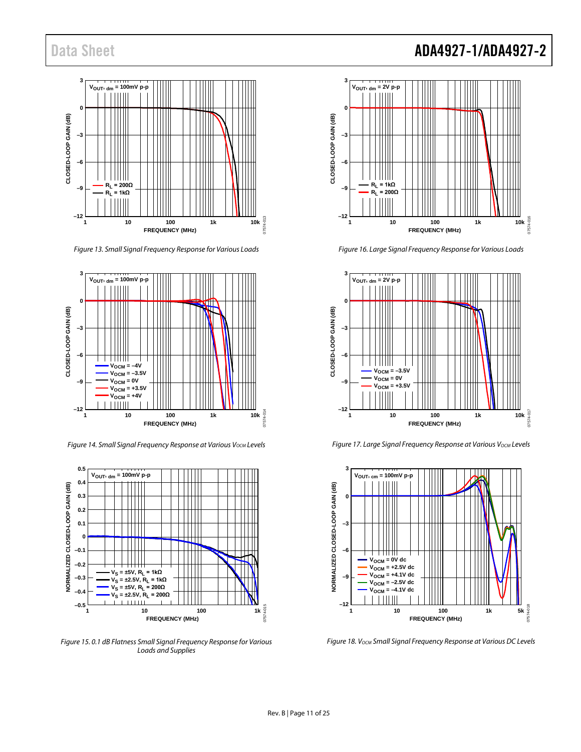Figure 13. Small Signal Frequency Response for Various Loads

Figure 16. Large Signal Frequency Response for Various Loads

Figure 14. Small Signal Frequency Response at Various $V_{OCM}$ Levels

Figure 17. Large Signal Frequency Response at Various $V_{OCM}$ Levels

Figure 15. 0.1 dB Flatness Small Signal Frequency Response for Various Loads and Supplies

Figure 18. $V_{OCM}$ Small Signal Frequency Response at Various DC Levels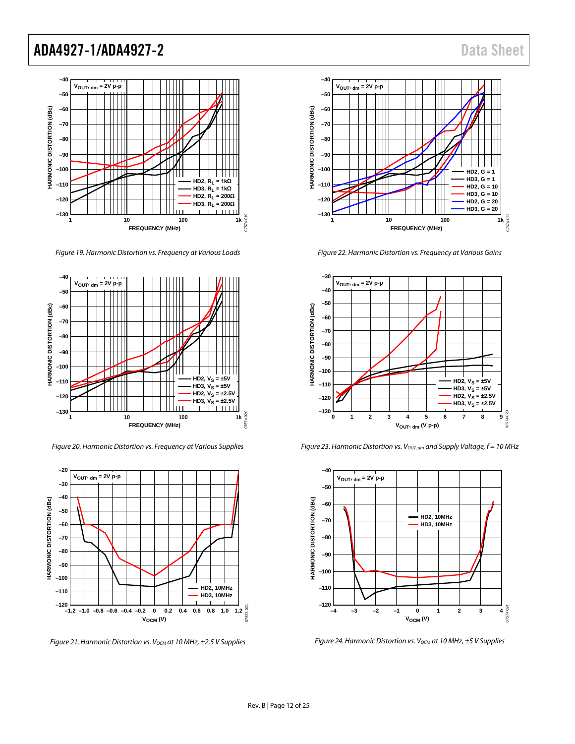Figure 19. Harmonic Distortion vs. Frequency at Various Loads

Figure 20. Harmonic Distortion vs. Frequency at Various Supplies

Figure 21. Harmonic Distortion vs. $V_{OCM}$ at 10 MHz, ±2.5 V Supplies

Figure 22. Harmonic Distortion vs. Frequency at Various Gains

Figure 23. Harmonic Distortion vs. $V_{OUT,\,dm}$ and Supply Voltage, f = 10 MHz

Figure 24. Harmonic Distortion vs. $V_{OCM}$ at 10 MHz, ±5 V Supplies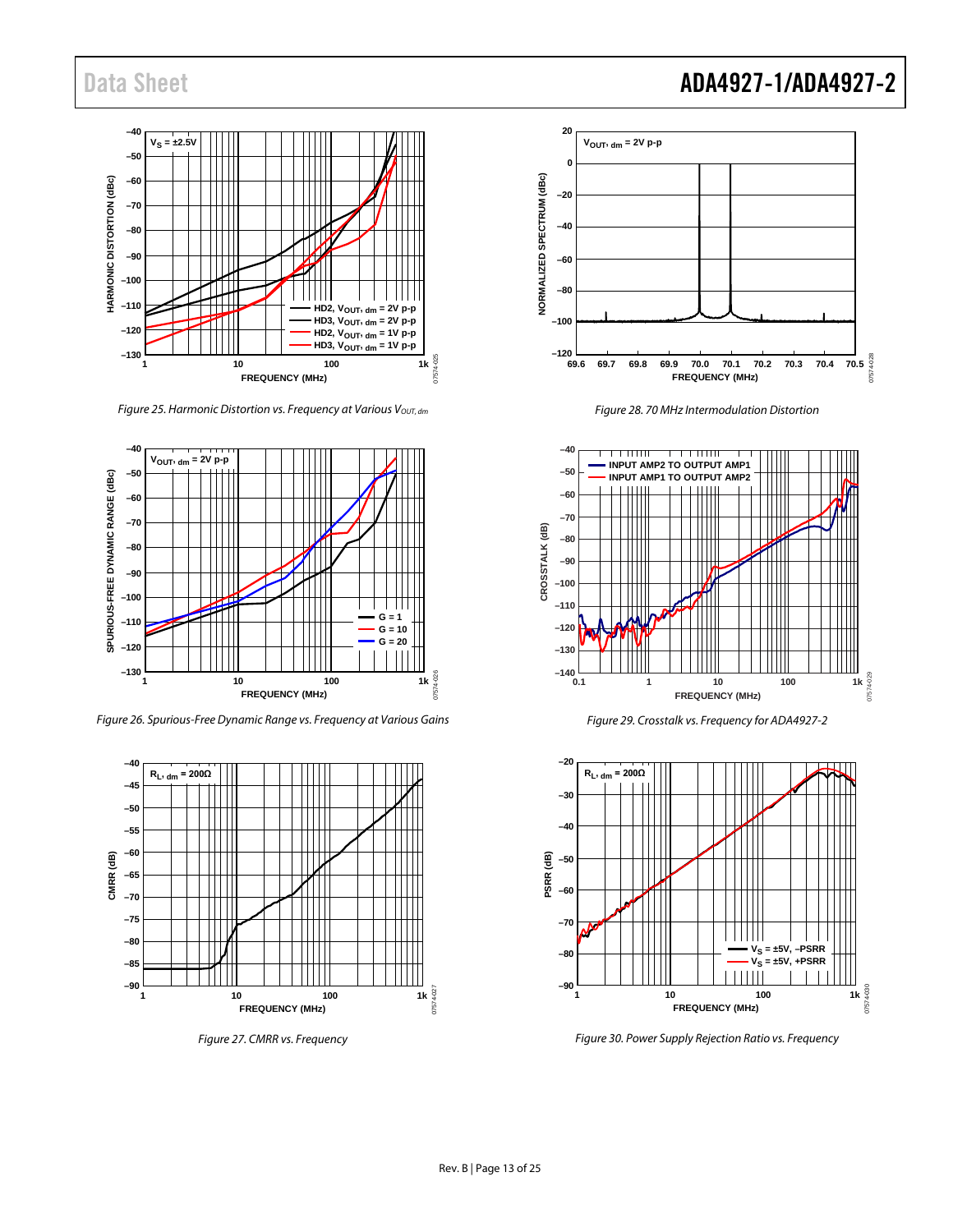Figure 25. Harmonic Distortion vs. Frequency at Various $V_{OUT, dm}$

Figure 26. Spurious-Free Dynamic Range vs. Frequency at Various Gains

Figure 27. CMRR vs. Frequency

Figure 28. 70 MHz Intermodulation Distortion

Figure 29. Crosstalk vs. Frequency for ADA4927-2

Figure 30. Power Supply Rejection Ratio vs. Frequency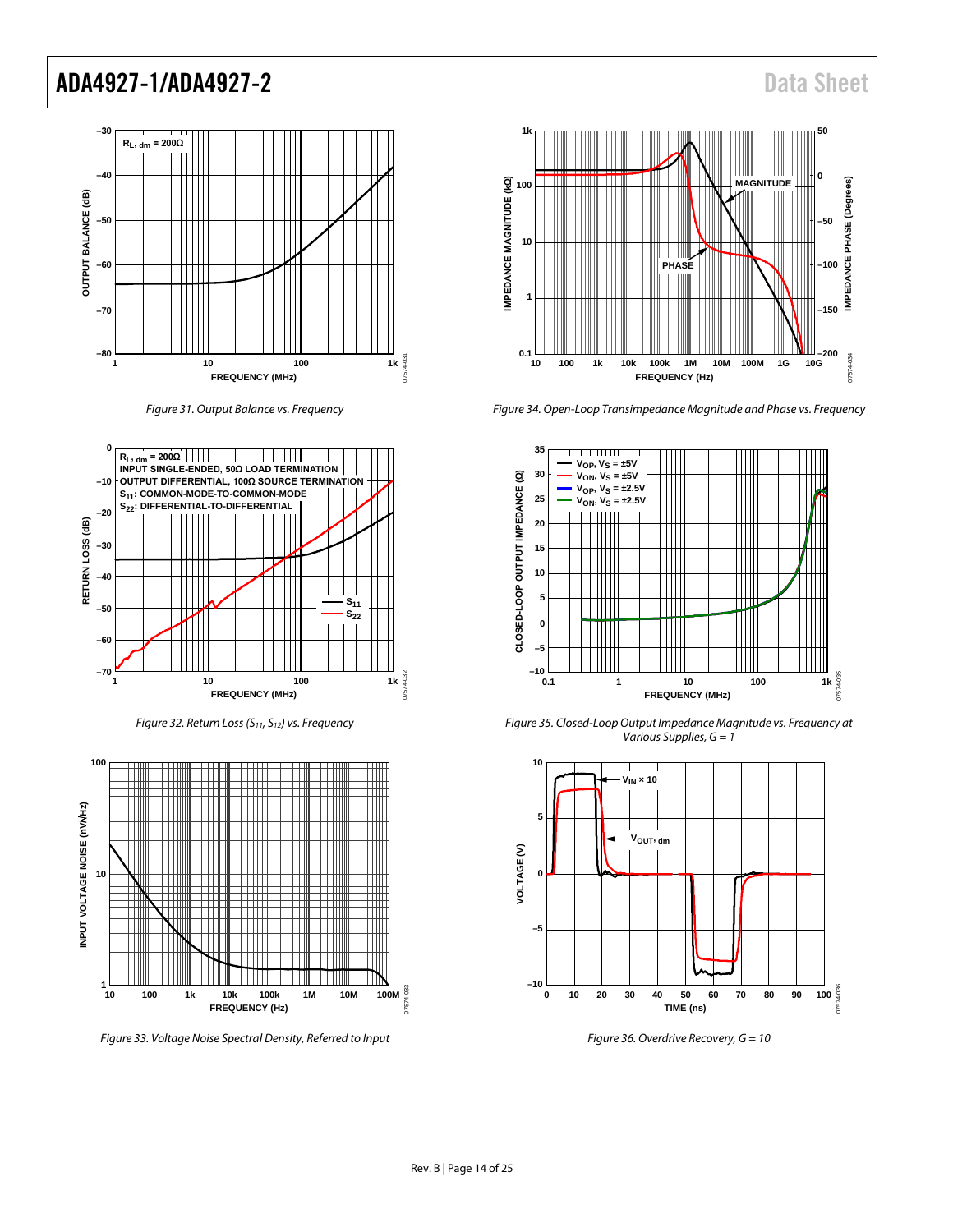Figure 31. Output Balance vs. Frequency

Figure 32. Return Loss ($S_{11}$, $S_{12}$) vs. Frequency

Figure 33. Voltage Noise Spectral Density, Referred to Input

Figure 34. Open-Loop Transimpedance Magnitude and Phase vs. Frequency

Figure 35. Closed-Loop Output Impedance Magnitude vs. Frequency at Various Supplies, G = 1

Figure 36. Overdrive Recovery, G = 10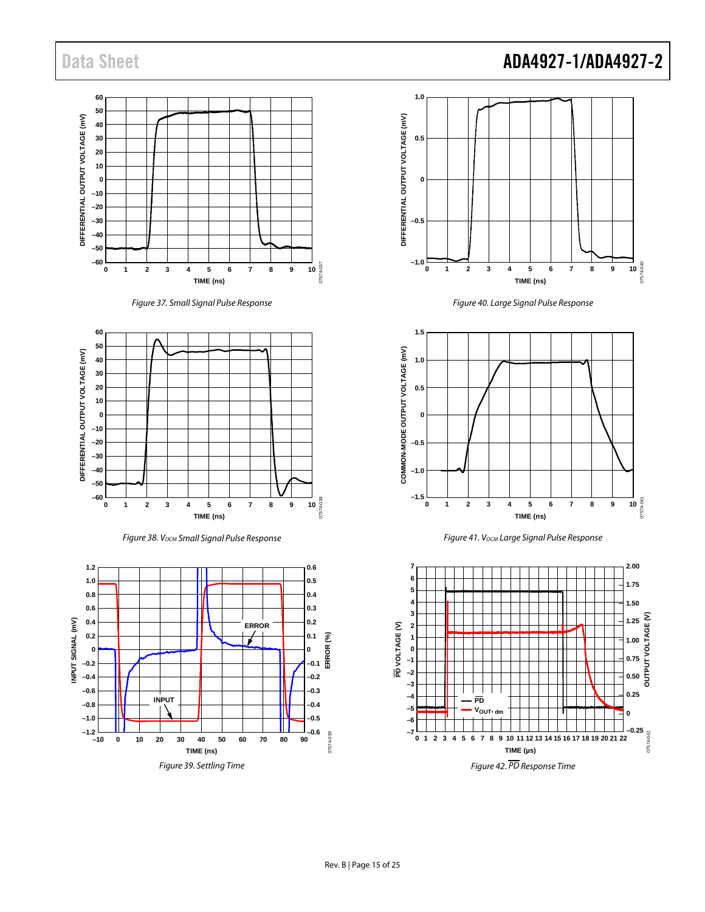Figure 37. Small Signal Pulse Response

Figure 38. $V_{OCM}$ Small Signal Pulse Response

Figure 39. Settling Time

Figure 40. Large Signal Pulse Response

Figure 41. $V_{OCM}$ Large Signal Pulse Response

Figure 42. $\overline{PD}$ Response Time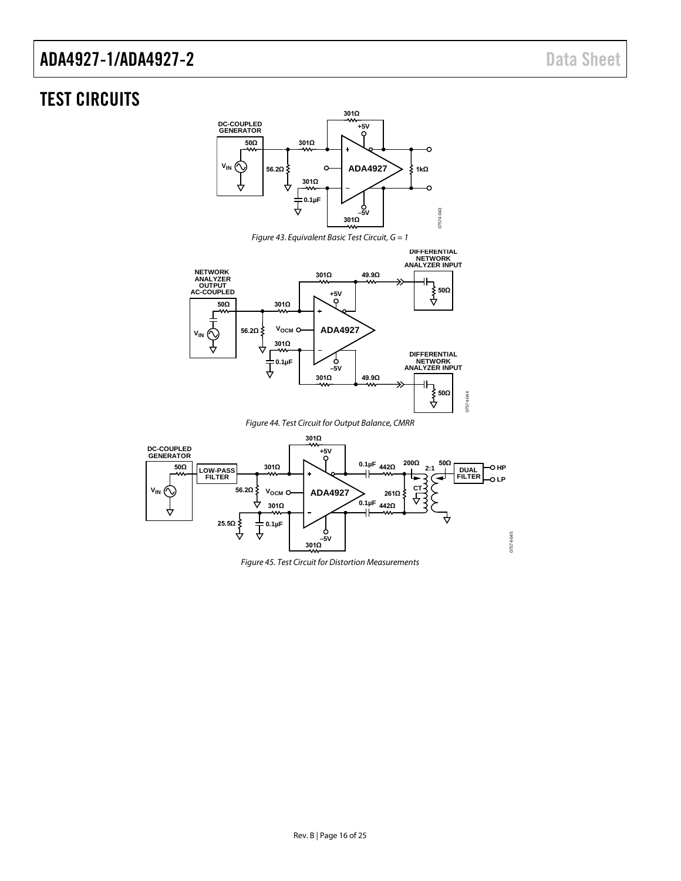## TEST CIRCUITS

Figure 43. Equivalent Basic Test Circuit, G = 1

Figure 44. Test Circuit for Output Balance, CMRR

Figure 45. Test Circuit for Distortion Measurements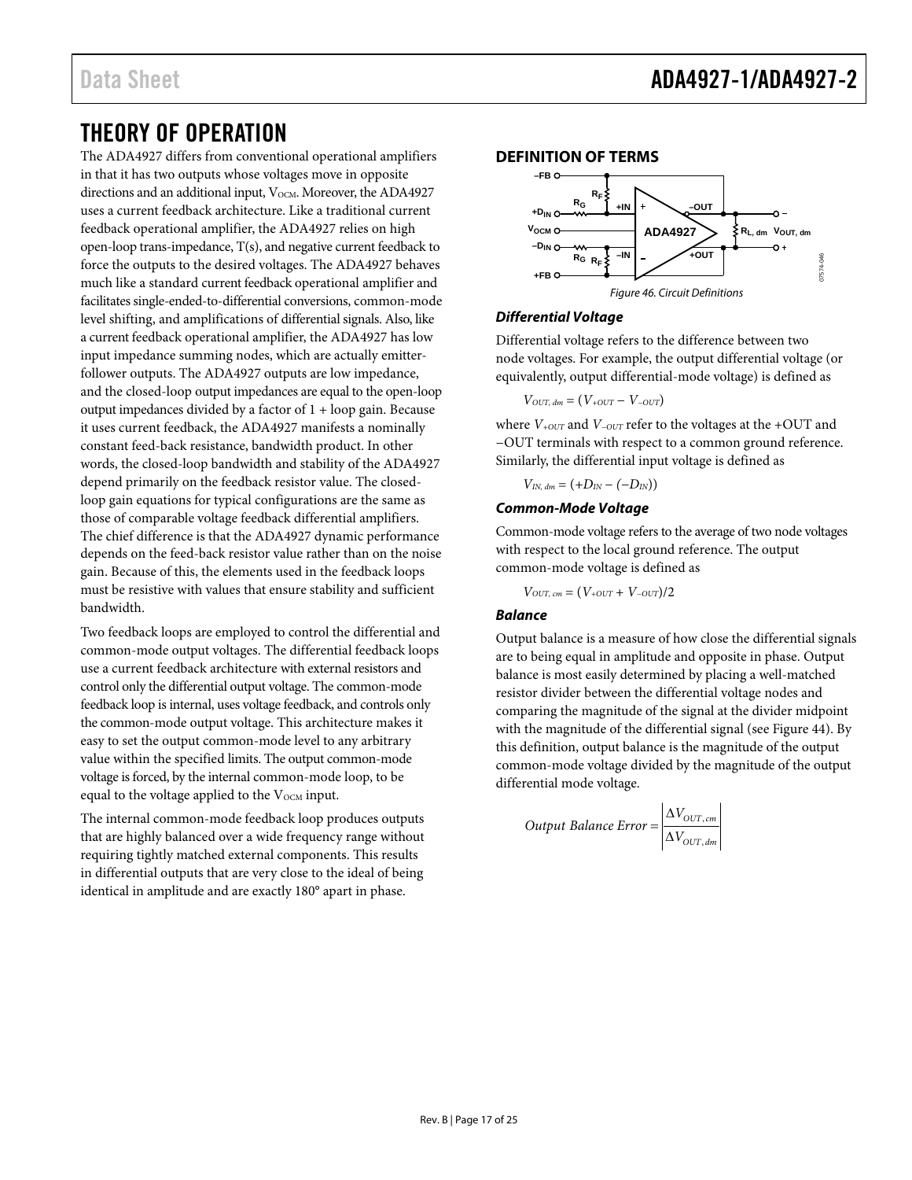# THEORY OF OPERATION

The ADA4927 differs from conventional operational amplifiers in that it has two outputs whose voltages move in opposite directions and an additional input, $V_{OCM}$. Moreover, the ADA4927 uses a current feedback architecture. Like a traditional current feedback operational amplifier, the ADA4927 relies on high open-loop trans-impedance, T(s), and negative current feedback to force the outputs to the desired voltages. The ADA4927 behaves much like a standard current feedback operational amplifier and facilitates single-ended-to-differential conversions, common-mode level shifting, and amplifications of differential signals. Also, like a current feedback operational amplifier, the ADA4927 has low input impedance summing nodes, which are actually emitter-follower outputs. The ADA4927 outputs are low impedance, and the closed-loop output impedances are equal to the open-loop output impedances divided by a factor of 1 + loop gain. Because it uses current feedback, the ADA4927 manifests a nominally constant feed-back resistance, bandwidth product. In other words, the closed-loop bandwidth and stability of the ADA4927 depend primarily on the feedback resistor value. The closed-loop gain equations for typical configurations are the same as those of comparable voltage feedback differential amplifiers. The chief difference is that the ADA4927 dynamic performance depends on the feed-back resistor value rather than on the noise gain. Because of this, the elements used in the feedback loops must be resistive with values that ensure stability and sufficient bandwidth.

Two feedback loops are employed to control the differential and common-mode output voltages. The differential feedback loops use a current feedback architecture with external resistors and control only the differential output voltage. The common-mode feedback loop is internal, uses voltage feedback, and controls only the common-mode output voltage. This architecture makes it easy to set the output common-mode level to any arbitrary value within the specified limits. The output common-mode voltage is forced, by the internal common-mode loop, to be equal to the voltage applied to the $V_{OCM}$ input.

The internal common-mode feedback loop produces outputs that are highly balanced over a wide frequency range without requiring tightly matched external components. This results in differential outputs that are very close to the ideal of being identical in amplitude and are exactly 180° apart in phase.

## DEFINITION OF TERMS

Figure 46. Circuit Definitions

### *Differential Voltage*

Differential voltage refers to the difference between two node voltages. For example, the output differential voltage (or equivalently, output differential-mode voltage) is defined as

$$V_{OUT,\,dm} = (V_{+OUT} - V_{-OUT})$$

where $V_{+OUT}$ and $V_{-OUT}$ refer to the voltages at the +OUT and −OUT terminals with respect to a common ground reference. Similarly, the differential input voltage is defined as

$$V_{IN,\,dm} = (+D_{IN} - (-D_{IN}))$$

### *Common-Mode Voltage*

Common-mode voltage refers to the average of two node voltages with respect to the local ground reference. The output common-mode voltage is defined as

$$V_{OUT,\,cm} = (V_{+OUT} + V_{-OUT})/2$$

### *Balance*

Output balance is a measure of how close the differential signals are to being equal in amplitude and opposite in phase. Output balance is most easily determined by placing a well-matched resistor divider between the differential voltage nodes and comparing the magnitude of the signal at the divider midpoint with the magnitude of the differential signal (see Figure 44). By this definition, output balance is the magnitude of the output common-mode voltage divided by the magnitude of the output differential mode voltage.

$$Output\ Balance\ Error = \left|\frac{\Delta V_{OUT,\,cm}}{\Delta V_{OUT,\,dm}}\right|$$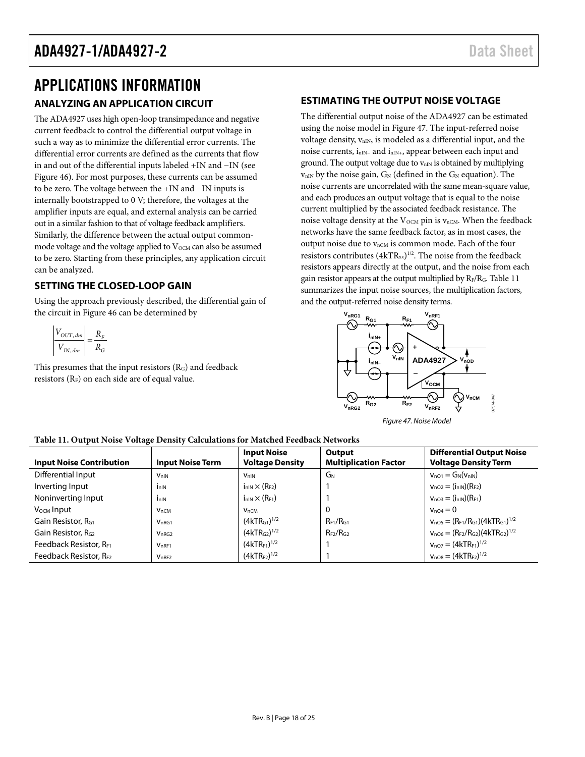# APPLICATIONS INFORMATION

## ANALYZING AN APPLICATION CIRCUIT

The ADA4927 uses high open-loop transimpedance and negative current feedback to control the differential output voltage in such a way as to minimize the differential error currents. The differential error currents are defined as the currents that flow in and out of the differential inputs labeled +IN and −IN (see Figure 46). For most purposes, these currents can be assumed to be zero. The voltage between the +IN and −IN inputs is internally bootstrapped to 0 V; therefore, the voltages at the amplifier inputs are equal, and external analysis can be carried out in a similar fashion to that of voltage feedback amplifiers. Similarly, the difference between the actual output common-mode voltage and the voltage applied to $V_{OCM}$ can also be assumed to be zero. Starting from these principles, any application circuit can be analyzed.

## SETTING THE CLOSED-LOOP GAIN

Using the approach previously described, the differential gain of the circuit in Figure 46 can be determined by

$$\left|\frac{V_{OUT,dm}}{V_{IN,dm}}\right| = \frac{R_F}{R_G}$$

This presumes that the input resistors ($R_G$) and feedback resistors ($R_F$) on each side are of equal value.

## ESTIMATING THE OUTPUT NOISE VOLTAGE

The differential output noise of the ADA4927 can be estimated using the noise model in Figure 47. The input-referred noise voltage density, $v_{nIN}$, is modeled as a differential input, and the noise currents, $i_{nIN-}$ and $i_{nIN+}$, appear between each input and ground. The output voltage due to $v_{nIN}$ is obtained by multiplying $v_{nIN}$ by the noise gain, $G_N$ (defined in the $G_N$ equation). The noise currents are uncorrelated with the same mean-square value, and each produces an output voltage that is equal to the noise current multiplied by the associated feedback resistance. The noise voltage density at the $V_{OCM}$ pin is $v_{nCM}$. When the feedback networks have the same feedback factor, as in most cases, the output noise due to $v_{nCM}$ is common mode. Each of the four resistors contributes $(4kTR_{xx})^{1/2}$. The noise from the feedback resistors appears directly at the output, and the noise from each gain resistor appears at the output multiplied by $R_F/R_G$. Table 11 summarizes the input noise sources, the multiplication factors, and the output-referred noise density terms.

Figure 47. Noise Model

**Table 11. Output Noise Voltage Density Calculations for Matched Feedback Networks**

| Input Noise Contribution | Input Noise Term | Input Noise Voltage Density | Output Multiplication Factor | Differential Output Noise Voltage Density Term |
|---|---|---|---|---|
| Differential Input | $v_{nIN}$ | $v_{nIN}$ | $G_N$ | $v_{nO1} = G_N(v_{nIN})$ |
| Inverting Input | $i_{nIN}$ | $i_{nIN} \times (R_{F2})$ | 1 | $v_{nO2} = (i_{nIN})(R_{F2})$ |
| Noninverting Input | $i_{nIN}$ | $i_{nIN} \times (R_{F1})$ | 1 | $v_{nO3} = (i_{nIN})(R_{F1})$ |
| $V_{OCM}$ Input | $v_{nCM}$ | $v_{nCM}$ | 0 | $v_{nO4} = 0$ |
| Gain Resistor, $R_{G1}$ | $v_{nRG1}$ | $(4kTR_{G1})^{1/2}$ | $R_{F1}/R_{G1}$ | $v_{nO5} = (R_{F1}/R_{G1})(4kTR_{G1})^{1/2}$ |
| Gain Resistor, $R_{G2}$ | $v_{nRG2}$ | $(4kTR_{G2})^{1/2}$ | $R_{F2}/R_{G2}$ | $v_{nO6} = (R_{F2}/R_{G2})(4kTR_{G2})^{1/2}$ |
| Feedback Resistor, $R_{F1}$ | $v_{nRF1}$ | $(4kTR_{F1})^{1/2}$ | 1 | $v_{nO7} = (4kTR_{F1})^{1/2}$ |
| Feedback Resistor, $R_{F2}$ | $v_{nRF2}$ | $(4kTR_{F2})^{1/2}$ | 1 | $v_{nO8} = (4kTR_{F2})^{1/2}$ |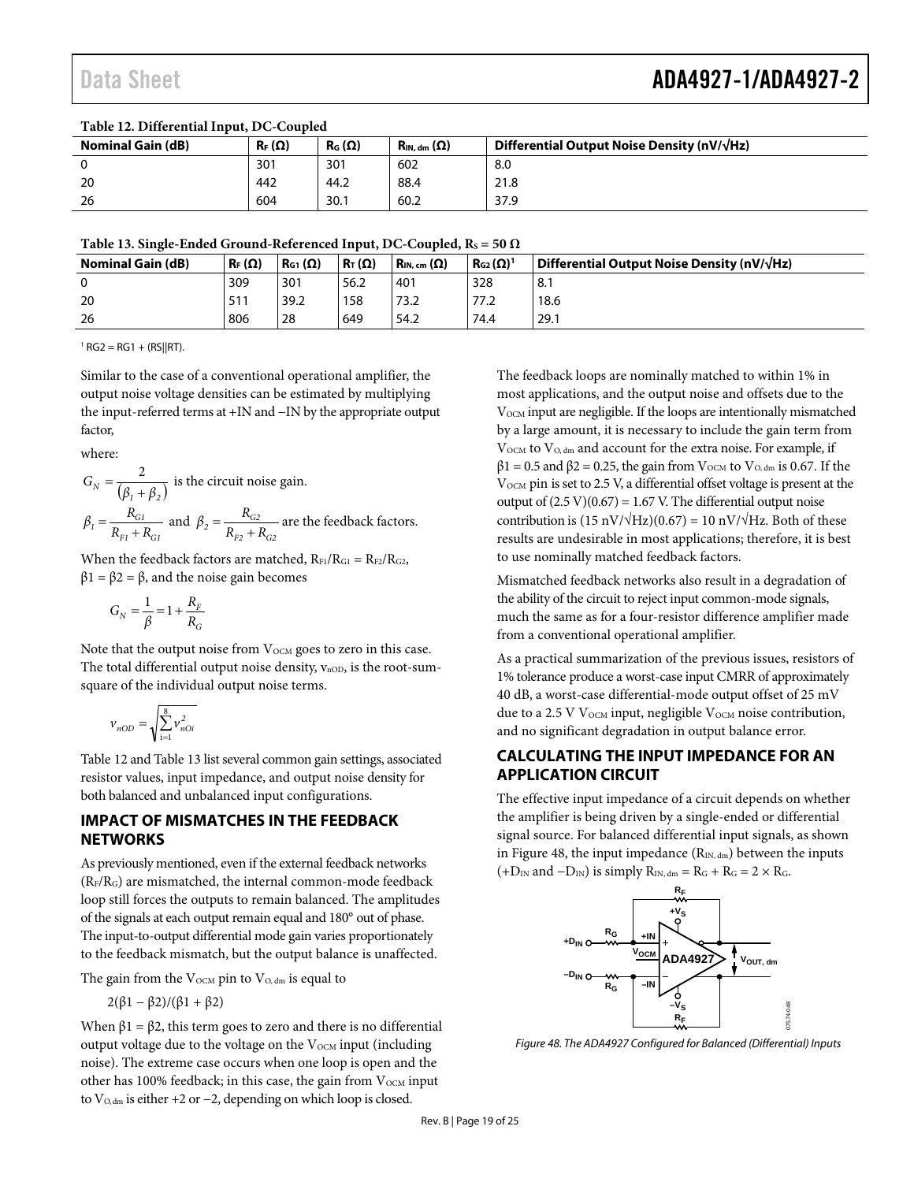**Table 12. Differential Input, DC-Coupled**

| Nominal Gain (dB) | $R_F$ (Ω) | $R_G$ (Ω) | $R_{IN, dm}$ (Ω) | Differential Output Noise Density (nV/√Hz) |
|---|---|---|---|---|
| 0 | 301 | 301 | 602 | 8.0 |
| 20 | 442 | 44.2 | 88.4 | 21.8 |
| 26 | 604 | 30.1 | 60.2 | 37.9 |

**Table 13. Single-Ended Ground-Referenced Input, DC-Coupled, $R_S$ = 50 Ω**

| Nominal Gain (dB) | $R_F$ (Ω) | $R_{G1}$ (Ω) | $R_T$ (Ω) | $R_{IN, cm}$ (Ω) | $R_{G2}$ (Ω)[1] | Differential Output Noise Density (nV/√Hz) |
|---|---|---|---|---|---|---|
| 0 | 309 | 301 | 56.2 | 401 | 328 | 8.1 |
| 20 | 511 | 39.2 | 158 | 73.2 | 77.2 | 18.6 |
| 26 | 806 | 28 | 649 | 54.2 | 74.4 | 29.1 |

[1] RG2 = RG1 + (RS||RT).

Similar to the case of a conventional operational amplifier, the output noise voltage densities can be estimated by multiplying the input-referred terms at +IN and −IN by the appropriate output factor,

where:

$G_N = \frac{2}{(\beta_1 + \beta_2)}$ is the circuit noise gain.

$\beta_1 = \frac{R_{G1}}{R_{F1} + R_{G1}}$ and $\beta_2 = \frac{R_{G2}}{R_{F2} + R_{G2}}$ are the feedback factors.

When the feedback factors are matched, $R_{F1}/R_{G1} = R_{F2}/R_{G2}$, $\beta 1 = \beta 2 = \beta$, and the noise gain becomes

$$G_N = \frac{1}{\beta} = 1 + \frac{R_F}{R_G}$$

Note that the output noise from $V_{OCM}$ goes to zero in this case. The total differential output noise density, $v_{nOD}$, is the root-sum-square of the individual output noise terms.

$$v_{nOD} = \sqrt{\sum_{i=1}^{8} v_{nOi}^2}$$

Table 12 and Table 13 list several common gain settings, associated resistor values, input impedance, and output noise density for both balanced and unbalanced input configurations.

## IMPACT OF MISMATCHES IN THE FEEDBACK NETWORKS

As previously mentioned, even if the external feedback networks ($R_F/R_G$) are mismatched, the internal common-mode feedback loop still forces the outputs to remain balanced. The amplitudes of the signals at each output remain equal and 180° out of phase. The input-to-output differential mode gain varies proportionately to the feedback mismatch, but the output balance is unaffected.

The gain from the $V_{OCM}$ pin to $V_{O, dm}$ is equal to

$2(\beta 1 - \beta 2)/(\beta 1 + \beta 2)$

When $\beta 1 = \beta 2$, this term goes to zero and there is no differential output voltage due to the voltage on the $V_{OCM}$ input (including noise). The extreme case occurs when one loop is open and the other has 100% feedback; in this case, the gain from $V_{OCM}$ input to $V_{O, dm}$ is either +2 or −2, depending on which loop is closed.

The feedback loops are nominally matched to within 1% in most applications, and the output noise and offsets due to the $V_{OCM}$ input are negligible. If the loops are intentionally mismatched by a large amount, it is necessary to include the gain term from $V_{OCM}$ to $V_{O, dm}$ and account for the extra noise. For example, if $\beta 1 = 0.5$ and $\beta 2 = 0.25$, the gain from $V_{OCM}$ to $V_{O, dm}$ is 0.67. If the $V_{OCM}$ pin is set to 2.5 V, a differential offset voltage is present at the output of (2.5 V)(0.67) = 1.67 V. The differential output noise contribution is (15 nV/√Hz)(0.67) = 10 nV/√Hz. Both of these results are undesirable in most applications; therefore, it is best to use nominally matched feedback factors.

Mismatched feedback networks also result in a degradation of the ability of the circuit to reject input common-mode signals, much the same as for a four-resistor difference amplifier made from a conventional operational amplifier.

As a practical summarization of the previous issues, resistors of 1% tolerance produce a worst-case input CMRR of approximately 40 dB, a worst-case differential-mode output offset of 25 mV due to a 2.5 V $V_{OCM}$ input, negligible $V_{OCM}$ noise contribution, and no significant degradation in output balance error.

## CALCULATING THE INPUT IMPEDANCE FOR AN APPLICATION CIRCUIT

The effective input impedance of a circuit depends on whether the amplifier is being driven by a single-ended or differential signal source. For balanced differential input signals, as shown in Figure 48, the input impedance ($R_{IN, dm}$) between the inputs ($+D_{IN}$ and $-D_{IN}$) is simply $R_{IN, dm} = R_G + R_G = 2 \times R_G$.

*Figure 48. The ADA4927 Configured for Balanced (Differential) Inputs*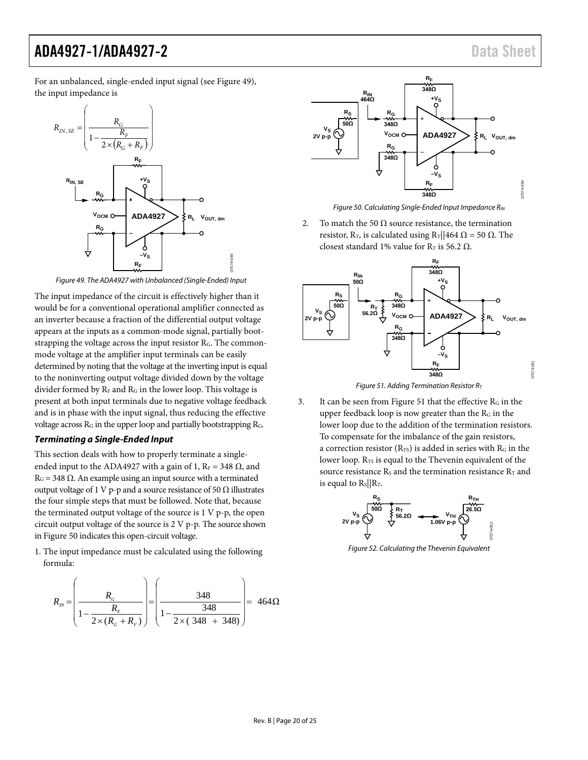For an unbalanced, single-ended input signal (see Figure 49), the input impedance is

$$R_{IN,SE} = \left( \frac{R_G}{1 - \frac{R_F}{2 \times (R_G + R_F)}} \right)$$

*Figure 49. The ADA4927 with Unbalanced (Single-Ended) Input*

The input impedance of the circuit is effectively higher than it would be for a conventional operational amplifier connected as an inverter because a fraction of the differential output voltage appears at the inputs as a common-mode signal, partially bootstrapping the voltage across the input resistor $R_G$. The common-mode voltage at the amplifier input terminals can be easily determined by noting that the voltage at the inverting input is equal to the noninverting output voltage divided down by the voltage divider formed by $R_F$ and $R_G$ in the lower loop. This voltage is present at both input terminals due to negative voltage feedback and is in phase with the input signal, thus reducing the effective voltage across $R_G$ in the upper loop and partially bootstrapping $R_G$.

### *Terminating a Single-Ended Input*

This section deals with how to properly terminate a single-ended input to the ADA4927 with a gain of 1, $R_F$ = 348 Ω, and $R_G$ = 348 Ω. An example using an input source with a terminated output voltage of 1 V p-p and a source resistance of 50 Ω illustrates the four simple steps that must be followed. Note that, because the terminated output voltage of the source is 1 V p-p, the open circuit output voltage of the source is 2 V p-p. The source shown in Figure 50 indicates this open-circuit voltage.

1. The input impedance must be calculated using the following formula:

$$R_{IN} = \left( \frac{R_G}{1 - \frac{R_F}{2 \times (R_G + R_F)}} \right) = \left( \frac{348}{1 - \frac{348}{2 \times (348 + 348)}} \right) = 464\Omega$$

*Figure 50. Calculating Single-Ended Input Impedance $R_{IN}$*

2. To match the 50 Ω source resistance, the termination resistor, $R_T$, is calculated using $R_T \| 464$ Ω = 50 Ω. The closest standard 1% value for $R_T$ is 56.2 Ω.

*Figure 51. Adding Termination Resistor $R_T$*

3. It can be seen from Figure 51 that the effective $R_G$ in the upper feedback loop is now greater than the $R_G$ in the lower loop due to the addition of the termination resistors. To compensate for the imbalance of the gain resistors, a correction resistor ($R_{TS}$) is added in series with $R_G$ in the lower loop. $R_{TS}$ is equal to the Thevenin equivalent of the source resistance $R_S$ and the termination resistance $R_T$ and is equal to $R_S \| R_T$.

*Figure 52. Calculating the Thevenin Equivalent*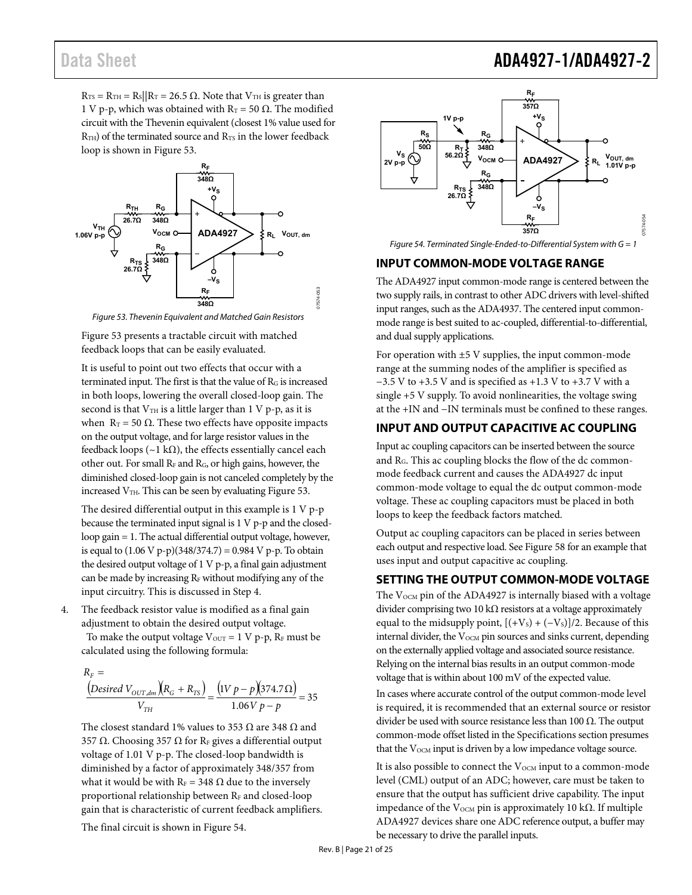$R_{TS} = R_{TH} = R_S||R_T = 26.5\ \Omega$. Note that $V_{TH}$ is greater than 1 V p-p, which was obtained with $R_T = 50\ \Omega$. The modified circuit with the Thevenin equivalent (closest 1% value used for $R_{TH}$) of the terminated source and $R_{TS}$ in the lower feedback loop is shown in Figure 53.

Figure 53. Thevenin Equivalent and Matched Gain Resistors

Figure 53 presents a tractable circuit with matched feedback loops that can be easily evaluated.

It is useful to point out two effects that occur with a terminated input. The first is that the value of $R_G$ is increased in both loops, lowering the overall closed-loop gain. The second is that $V_{TH}$ is a little larger than 1 V p-p, as it is when $R_T = 50\ \Omega$. These two effects have opposite impacts on the output voltage, and for large resistor values in the feedback loops (~1 kΩ), the effects essentially cancel each other out. For small $R_F$ and $R_G$, or high gains, however, the diminished closed-loop gain is not canceled completely by the increased $V_{TH}$. This can be seen by evaluating Figure 53.

The desired differential output in this example is 1 V p-p because the terminated input signal is 1 V p-p and the closed-loop gain = 1. The actual differential output voltage, however, is equal to (1.06 V p-p)(348/374.7) = 0.984 V p-p. To obtain the desired output voltage of 1 V p-p, a final gain adjustment can be made by increasing $R_F$ without modifying any of the input circuitry. This is discussed in Step 4.

4. The feedback resistor value is modified as a final gain adjustment to obtain the desired output voltage.
   To make the output voltage $V_{OUT}$ = 1 V p-p, $R_F$ must be calculated using the following formula:

$$R_F = \frac{(Desired\ V_{OUT,dm})(R_G + R_{TS})}{V_{TH}} = \frac{(1V\ p-p)(374.7\Omega)}{1.06V\ p-p} = 35$$

   The closest standard 1% values to 353 Ω are 348 Ω and 357 Ω. Choosing 357 Ω for $R_F$ gives a differential output voltage of 1.01 V p-p. The closed-loop bandwidth is diminished by a factor of approximately 348/357 from what it would be with $R_F$ = 348 Ω due to the inversely proportional relationship between $R_F$ and closed-loop gain that is characteristic of current feedback amplifiers.

   The final circuit is shown in Figure 54.

Figure 54. Terminated Single-Ended-to-Differential System with G = 1

## INPUT COMMON-MODE VOLTAGE RANGE

The ADA4927 input common-mode range is centered between the two supply rails, in contrast to other ADC drivers with level-shifted input ranges, such as the ADA4937. The centered input common-mode range is best suited to ac-coupled, differential-to-differential, and dual supply applications.

For operation with ±5 V supplies, the input common-mode range at the summing nodes of the amplifier is specified as −3.5 V to +3.5 V and is specified as +1.3 V to +3.7 V with a single +5 V supply. To avoid nonlinearities, the voltage swing at the +IN and −IN terminals must be confined to these ranges.

## INPUT AND OUTPUT CAPACITIVE AC COUPLING

Input ac coupling capacitors can be inserted between the source and $R_G$. This ac coupling blocks the flow of the dc common-mode feedback current and causes the ADA4927 dc input common-mode voltage to equal the dc output common-mode voltage. These ac coupling capacitors must be placed in both loops to keep the feedback factors matched.

Output ac coupling capacitors can be placed in series between each output and respective load. See Figure 58 for an example that uses input and output capacitive ac coupling.

## SETTING THE OUTPUT COMMON-MODE VOLTAGE

The $V_{OCM}$ pin of the ADA4927 is internally biased with a voltage divider comprising two 10 kΩ resistors at a voltage approximately equal to the midsupply point, $[(+V_S) + (−V_S)]/2$. Because of this internal divider, the $V_{OCM}$ pin sources and sinks current, depending on the externally applied voltage and associated source resistance. Relying on the internal bias results in an output common-mode voltage that is within about 100 mV of the expected value.

In cases where accurate control of the output common-mode level is required, it is recommended that an external source or resistor divider be used with source resistance less than 100 Ω. The output common-mode offset listed in the Specifications section presumes that the $V_{OCM}$ input is driven by a low impedance voltage source.

It is also possible to connect the $V_{OCM}$ input to a common-mode level (CML) output of an ADC; however, care must be taken to ensure that the output has sufficient drive capability. The input impedance of the $V_{OCM}$ pin is approximately 10 kΩ. If multiple ADA4927 devices share one ADC reference output, a buffer may be necessary to drive the parallel inputs.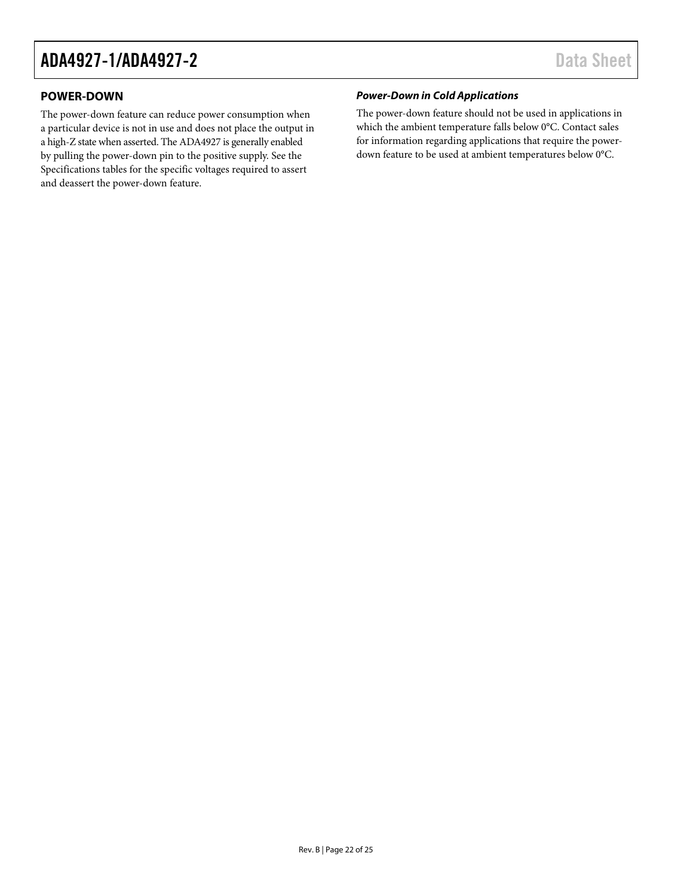## POWER-DOWN

The power-down feature can reduce power consumption when a particular device is not in use and does not place the output in a high-Z state when asserted. The ADA4927 is generally enabled by pulling the power-down pin to the positive supply. See the Specifications tables for the specific voltages required to assert and deassert the power-down feature.

### *Power-Down in Cold Applications*

The power-down feature should not be used in applications in which the ambient temperature falls below 0°C. Contact sales for information regarding applications that require the power-down feature to be used at ambient temperatures below 0°C.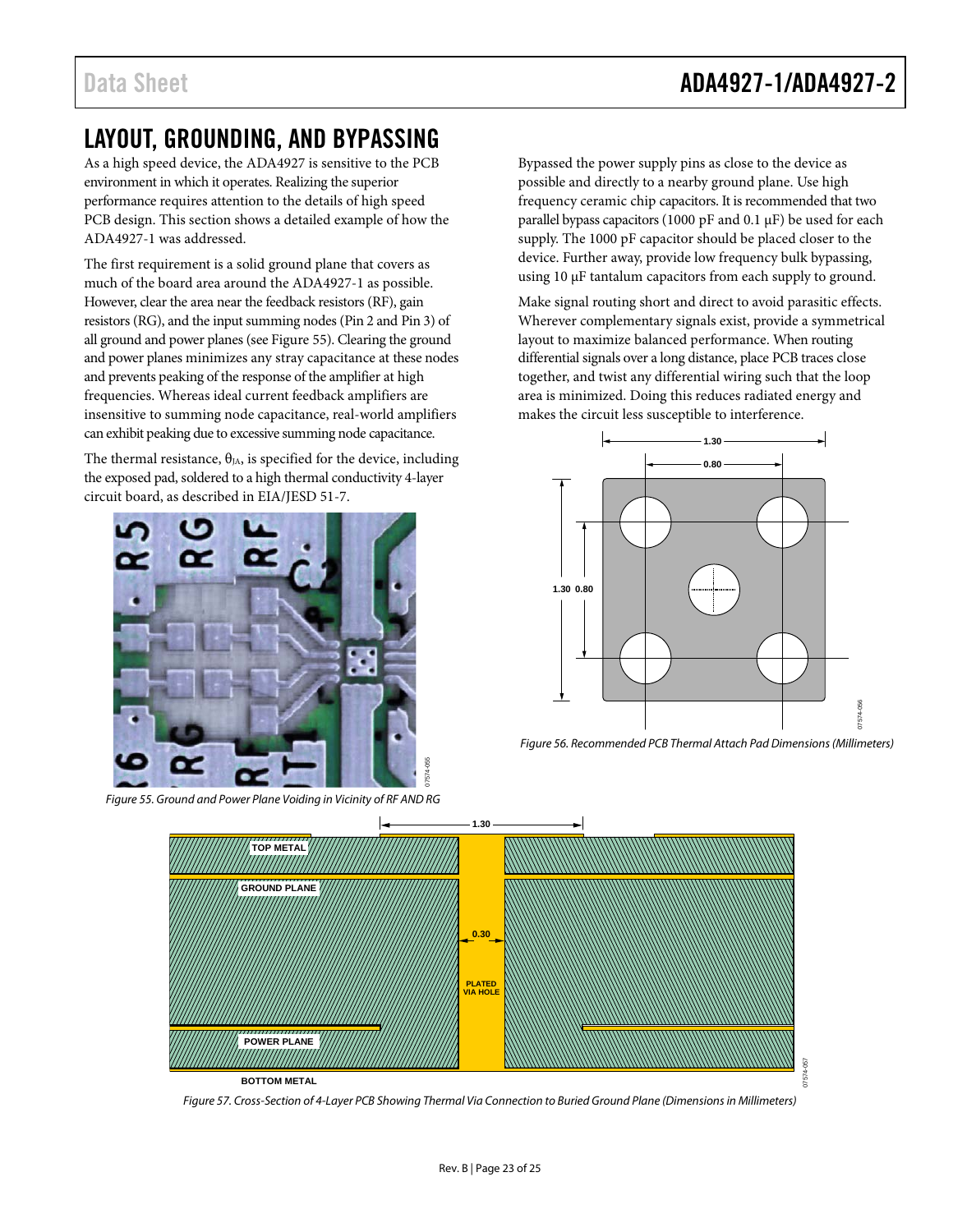## LAYOUT, GROUNDING, AND BYPASSING

As a high speed device, the ADA4927 is sensitive to the PCB environment in which it operates. Realizing the superior performance requires attention to the details of high speed PCB design. This section shows a detailed example of how the ADA4927-1 was addressed.

The first requirement is a solid ground plane that covers as much of the board area around the ADA4927-1 as possible. However, clear the area near the feedback resistors (RF), gain resistors (RG), and the input summing nodes (Pin 2 and Pin 3) of all ground and power planes (see Figure 55). Clearing the ground and power planes minimizes any stray capacitance at these nodes and prevents peaking of the response of the amplifier at high frequencies. Whereas ideal current feedback amplifiers are insensitive to summing node capacitance, real-world amplifiers can exhibit peaking due to excessive summing node capacitance.

The thermal resistance, $\theta_{JA}$, is specified for the device, including the exposed pad, soldered to a high thermal conductivity 4-layer circuit board, as described in EIA/JESD 51-7.

*Figure 55. Ground and Power Plane Voiding in Vicinity of RF AND RG*

Bypassed the power supply pins as close to the device as possible and directly to a nearby ground plane. Use high frequency ceramic chip capacitors. It is recommended that two parallel bypass capacitors (1000 pF and 0.1 μF) be used for each supply. The 1000 pF capacitor should be placed closer to the device. Further away, provide low frequency bulk bypassing, using 10 μF tantalum capacitors from each supply to ground.

Make signal routing short and direct to avoid parasitic effects. Wherever complementary signals exist, provide a symmetrical layout to maximize balanced performance. When routing differential signals over a long distance, place PCB traces close together, and twist any differential wiring such that the loop area is minimized. Doing this reduces radiated energy and makes the circuit less susceptible to interference.

*Figure 56. Recommended PCB Thermal Attach Pad Dimensions (Millimeters)*

*Figure 57. Cross-Section of 4-Layer PCB Showing Thermal Via Connection to Buried Ground Plane (Dimensions in Millimeters)*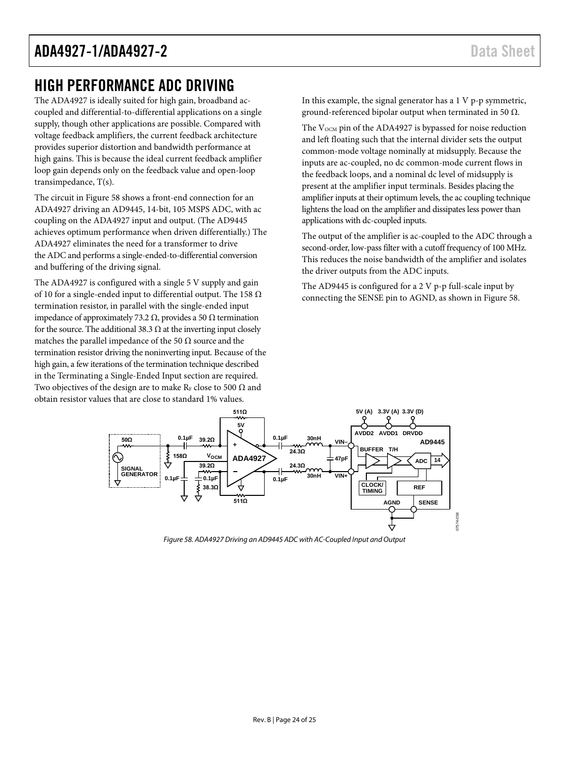# HIGH PERFORMANCE ADC DRIVING

The ADA4927 is ideally suited for high gain, broadband ac-coupled and differential-to-differential applications on a single supply, though other applications are possible. Compared with voltage feedback amplifiers, the current feedback architecture provides superior distortion and bandwidth performance at high gains. This is because the ideal current feedback amplifier loop gain depends only on the feedback value and open-loop transimpedance, T(s).

The circuit in Figure 58 shows a front-end connection for an ADA4927 driving an AD9445, 14-bit, 105 MSPS ADC, with ac coupling on the ADA4927 input and output. (The AD9445 achieves optimum performance when driven differentially.) The ADA4927 eliminates the need for a transformer to drive the ADC and performs a single-ended-to-differential conversion and buffering of the driving signal.

The ADA4927 is configured with a single 5 V supply and gain of 10 for a single-ended input to differential output. The 158 Ω termination resistor, in parallel with the single-ended input impedance of approximately 73.2 Ω, provides a 50 Ω termination for the source. The additional 38.3 Ω at the inverting input closely matches the parallel impedance of the 50 Ω source and the termination resistor driving the noninverting input. Because of the high gain, a few iterations of the termination technique described in the Terminating a Single-Ended Input section are required. Two objectives of the design are to make $R_F$ close to 500 Ω and obtain resistor values that are close to standard 1% values.

In this example, the signal generator has a 1 V p-p symmetric, ground-referenced bipolar output when terminated in 50 Ω.

The $V_{OCM}$ pin of the ADA4927 is bypassed for noise reduction and left floating such that the internal divider sets the output common-mode voltage nominally at midsupply. Because the inputs are ac-coupled, no dc common-mode current flows in the feedback loops, and a nominal dc level of midsupply is present at the amplifier input terminals. Besides placing the amplifier inputs at their optimum levels, the ac coupling technique lightens the load on the amplifier and dissipates less power than applications with dc-coupled inputs.

The output of the amplifier is ac-coupled to the ADC through a second-order, low-pass filter with a cutoff frequency of 100 MHz. This reduces the noise bandwidth of the amplifier and isolates the driver outputs from the ADC inputs.

The AD9445 is configured for a 2 V p-p full-scale input by connecting the SENSE pin to AGND, as shown in Figure 58.

*Figure 58. ADA4927 Driving an AD9445 ADC with AC-Coupled Input and Output*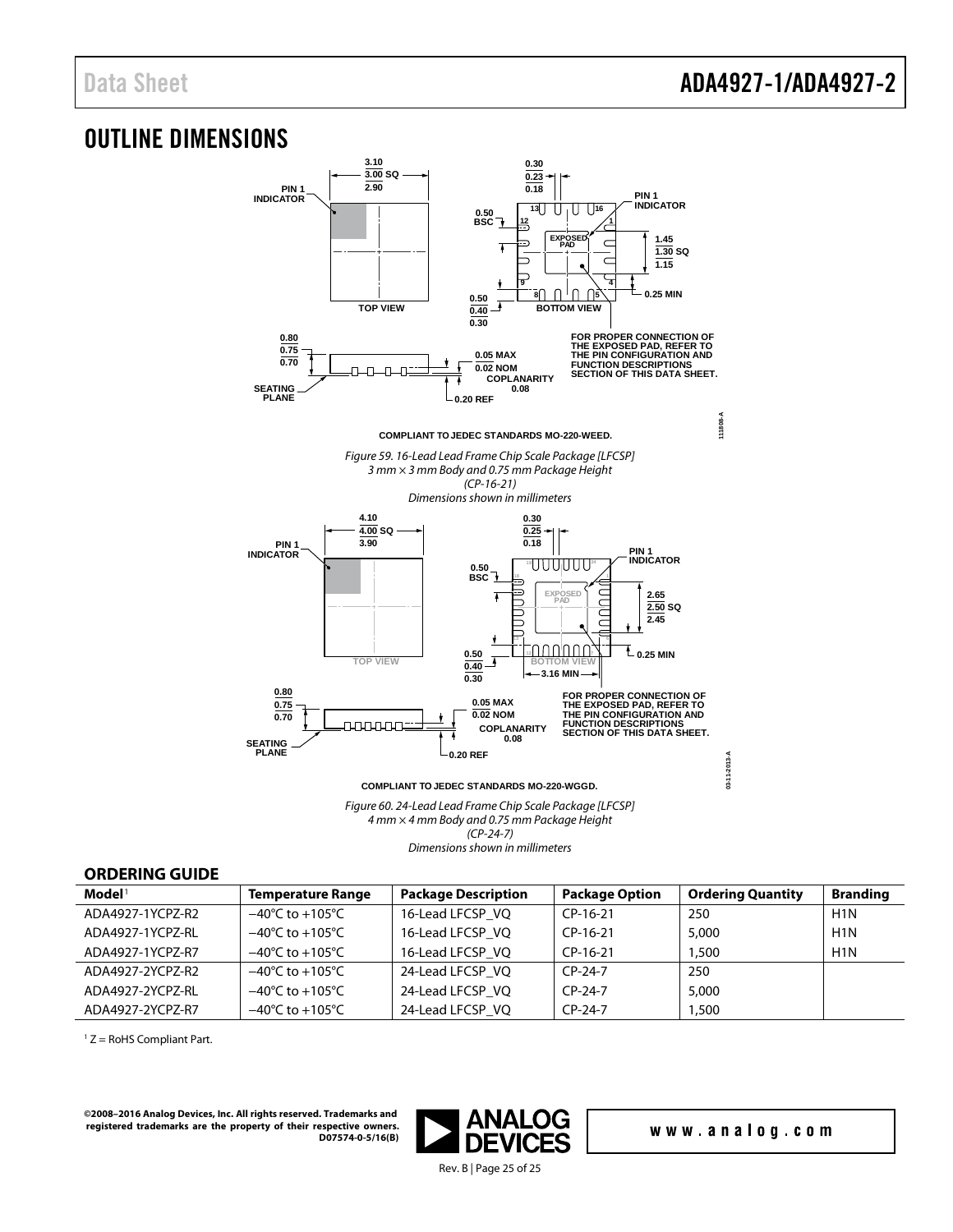# OUTLINE DIMENSIONS

PIN 1 INDICATOR

3.10
3.00 SQ
2.90

TOP VIEW

0.30
0.23
0.18

0.50 BSC

13 16
12 1
EXPOSED PAD
9 4
8 5

PIN 1 INDICATOR

1.45
1.30 SQ
1.15

0.25 MIN

0.50
0.40
0.30

BOTTOM VIEW

0.80
0.75
0.70

0.05 MAX
0.02 NOM
COPLANARITY
0.08

SEATING PLANE

0.20 REF

FOR PROPER CONNECTION OF THE EXPOSED PAD, REFER TO THE PIN CONFIGURATION AND FUNCTION DESCRIPTIONS SECTION OF THIS DATA SHEET.

COMPLIANT TO JEDEC STANDARDS MO-220-WEED.

111808-A

*Figure 59. 16-Lead Lead Frame Chip Scale Package [LFCSP]*
*3 mm × 3 mm Body and 0.75 mm Package Height*
*(CP-16-21)*
*Dimensions shown in millimeters*

4.10
4.00 SQ
3.90

PIN 1 INDICATOR

TOP VIEW

0.30
0.25
0.18

0.50 BSC

EXPOSED PAD

PIN 1 INDICATOR

2.65
2.50 SQ
2.45

0.25 MIN

0.50
0.40
0.30

BOTTOM VIEW

3.16 MIN

0.80
0.75
0.70

0.05 MAX
0.02 NOM
COPLANARITY
0.08

SEATING PLANE

0.20 REF

FOR PROPER CONNECTION OF THE EXPOSED PAD, REFER TO THE PIN CONFIGURATION AND FUNCTION DESCRIPTIONS SECTION OF THIS DATA SHEET.

COMPLIANT TO JEDEC STANDARDS MO-220-WGGD.

03-11-2013-A

*Figure 60. 24-Lead Lead Frame Chip Scale Package [LFCSP]*
*4 mm × 4 mm Body and 0.75 mm Package Height*
*(CP-24-7)*
*Dimensions shown in millimeters*

## ORDERING GUIDE

| Model[1] | Temperature Range | Package Description | Package Option | Ordering Quantity | Branding |
|---|---|---|---|---|---|
| ADA4927-1YCPZ-R2 | −40°C to +105°C | 16-Lead LFCSP_VQ | CP-16-21 | 250 | H1N |
| ADA4927-1YCPZ-RL | −40°C to +105°C | 16-Lead LFCSP_VQ | CP-16-21 | 5,000 | H1N |
| ADA4927-1YCPZ-R7 | −40°C to +105°C | 16-Lead LFCSP_VQ | CP-16-21 | 1,500 | H1N |
| ADA4927-2YCPZ-R2 | −40°C to +105°C | 24-Lead LFCSP_VQ | CP-24-7 | 250 | |
| ADA4927-2YCPZ-RL | −40°C to +105°C | 24-Lead LFCSP_VQ | CP-24-7 | 5,000 | |
| ADA4927-2YCPZ-R7 | −40°C to +105°C | 24-Lead LFCSP_VQ | CP-24-7 | 1,500 | |

[1] Z = RoHS Compliant Part.

**©2008–2016 Analog Devices, Inc. All rights reserved. Trademarks and registered trademarks are the property of their respective owners. D07574-0-5/16(B)**

www.analog.com